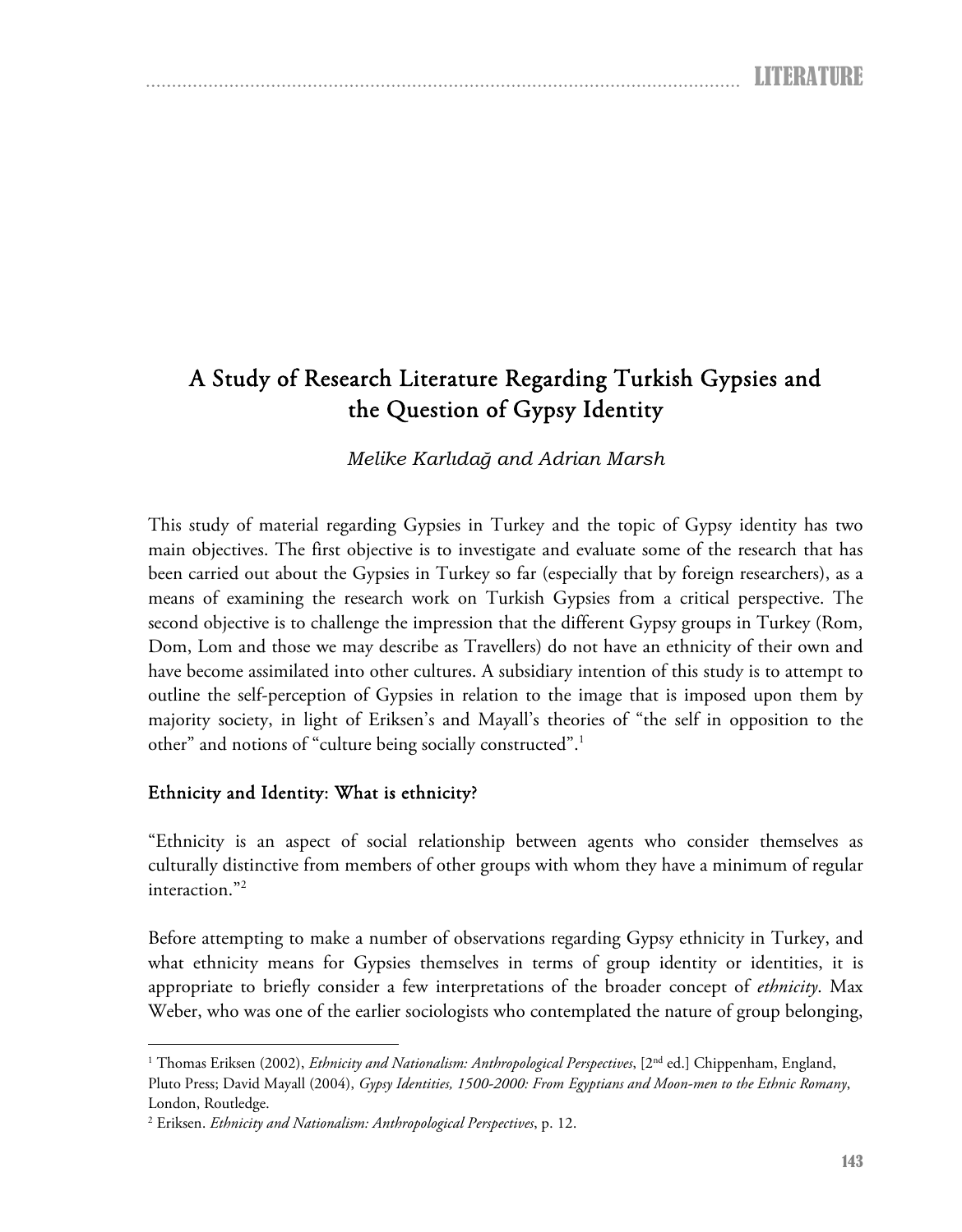# A Study of Research Literature Regarding Turkish Gypsies and the Question of Gypsy Identity

*Melike Karlıdağ and Adrian Marsh*

This study of material regarding Gypsies in Turkey and the topic of Gypsy identity has two main objectives. The first objective is to investigate and evaluate some of the research that has been carried out about the Gypsies in Turkey so far (especially that by foreign researchers), as a means of examining the research work on Turkish Gypsies from a critical perspective. The second objective is to challenge the impression that the different Gypsy groups in Turkey (Rom, Dom, Lom and those we may describe as Travellers) do not have an ethnicity of their own and have become assimilated into other cultures. A subsidiary intention of this study is to attempt to outline the self-perception of Gypsies in relation to the image that is imposed upon them by majority society, in light of Eriksen's and Mayall's theories of "the self in opposition to the other" and notions of "culture being socially constructed".[1]

## Ethnicity and Identity: What is ethnicity?

"Ethnicity is an aspect of social relationship between agents who consider themselves as culturally distinctive from members of other groups with whom they have a minimum of regular interaction."[2]

Before attempting to make a number of observations regarding Gypsy ethnicity in Turkey, and what ethnicity means for Gypsies themselves in terms of group identity or identities, it is appropriate to briefly consider a few interpretations of the broader concept of *ethnicity*. Max Weber, who was one of the earlier sociologists who contemplated the nature of group belonging,

---

[1] Thomas Eriksen (2002), *Ethnicity and Nationalism: Anthropological Perspectives*, [2nd ed.] Chippenham, England, Pluto Press; David Mayall (2004), *Gypsy Identities, 1500-2000: From Egyptians and Moon-men to the Ethnic Romany*, London, Routledge.

[2] Eriksen. *Ethnicity and Nationalism: Anthropological Perspectives*, p. 12.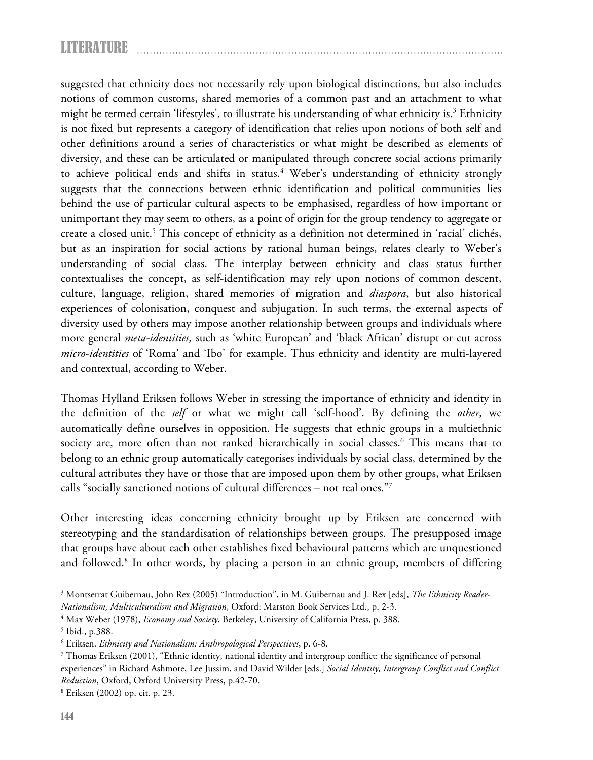suggested that ethnicity does not necessarily rely upon biological distinctions, but also includes notions of common customs, shared memories of a common past and an attachment to what might be termed certain 'lifestyles', to illustrate his understanding of what ethnicity is.[3] Ethnicity is not fixed but represents a category of identification that relies upon notions of both self and other definitions around a series of characteristics or what might be described as elements of diversity, and these can be articulated or manipulated through concrete social actions primarily to achieve political ends and shifts in status.[4] Weber's understanding of ethnicity strongly suggests that the connections between ethnic identification and political communities lies behind the use of particular cultural aspects to be emphasised, regardless of how important or unimportant they may seem to others, as a point of origin for the group tendency to aggregate or create a closed unit.[5] This concept of ethnicity as a definition not determined in 'racial' clichés, but as an inspiration for social actions by rational human beings, relates clearly to Weber's understanding of social class. The interplay between ethnicity and class status further contextualises the concept, as self-identification may rely upon notions of common descent, culture, language, religion, shared memories of migration and *diaspora*, but also historical experiences of colonisation, conquest and subjugation. In such terms, the external aspects of diversity used by others may impose another relationship between groups and individuals where more general *meta-identities,* such as 'white European' and 'black African' disrupt or cut across *micro-identities* of 'Roma' and 'Ibo' for example. Thus ethnicity and identity are multi-layered and contextual, according to Weber.

Thomas Hylland Eriksen follows Weber in stressing the importance of ethnicity and identity in the definition of the *self* or what we might call 'self-hood'. By defining the *other*, we automatically define ourselves in opposition. He suggests that ethnic groups in a multiethnic society are, more often than not ranked hierarchically in social classes.[6] This means that to belong to an ethnic group automatically categorises individuals by social class, determined by the cultural attributes they have or those that are imposed upon them by other groups, what Eriksen calls "socially sanctioned notions of cultural differences – not real ones."[7]

Other interesting ideas concerning ethnicity brought up by Eriksen are concerned with stereotyping and the standardisation of relationships between groups. The presupposed image that groups have about each other establishes fixed behavioural patterns which are unquestioned and followed.[8] In other words, by placing a person in an ethnic group, members of differing

---

[3] Montserrat Guibernau, John Rex (2005) "Introduction", in M. Guibernau and J. Rex [eds], *The Ethnicity Reader-Nationalism, Multiculturalism and Migration*, Oxford: Marston Book Services Ltd., p. 2-3.

[4] Max Weber (1978), *Economy and Society*, Berkeley, University of California Press, p. 388.

[5] Ibid., p.388.

[6] Eriksen. *Ethnicity and Nationalism: Anthropological Perspectives*, p. 6-8.

[7] Thomas Eriksen (2001), "Ethnic identity, national identity and intergroup conflict: the significance of personal experiences" in Richard Ashmore, Lee Jussim, and David Wilder [eds.] *Social Identity, Intergroup Conflict and Conflict Reduction*, Oxford, Oxford University Press, p.42-70.

[8] Eriksen (2002) op. cit. p. 23.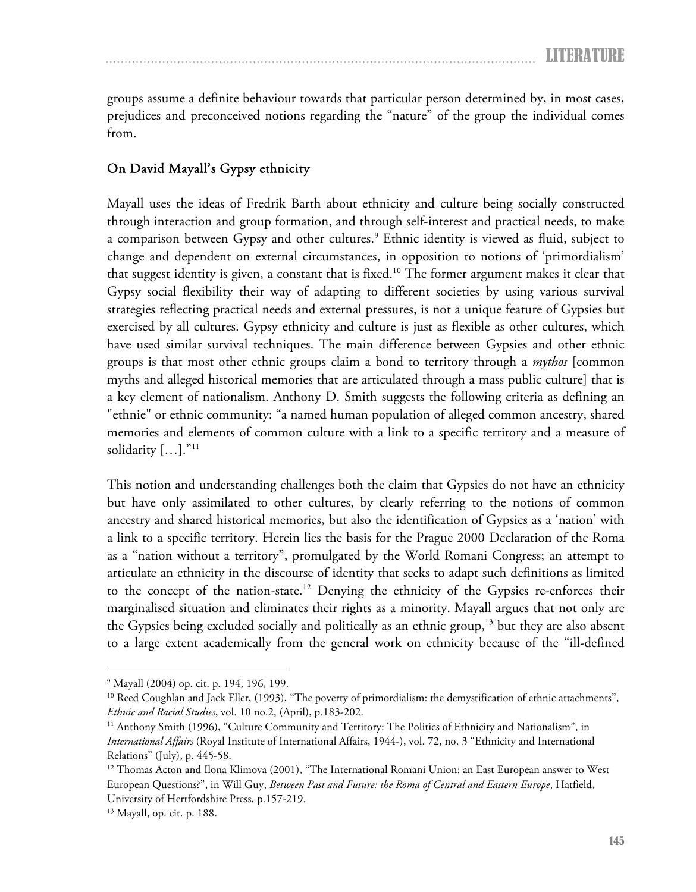groups assume a definite behaviour towards that particular person determined by, in most cases, prejudices and preconceived notions regarding the "nature" of the group the individual comes from.

## On David Mayall's Gypsy ethnicity

Mayall uses the ideas of Fredrik Barth about ethnicity and culture being socially constructed through interaction and group formation, and through self-interest and practical needs, to make a comparison between Gypsy and other cultures.[9] Ethnic identity is viewed as fluid, subject to change and dependent on external circumstances, in opposition to notions of 'primordialism' that suggest identity is given, a constant that is fixed.[10] The former argument makes it clear that Gypsy social flexibility their way of adapting to different societies by using various survival strategies reflecting practical needs and external pressures, is not a unique feature of Gypsies but exercised by all cultures. Gypsy ethnicity and culture is just as flexible as other cultures, which have used similar survival techniques. The main difference between Gypsies and other ethnic groups is that most other ethnic groups claim a bond to territory through a *mythos* [common myths and alleged historical memories that are articulated through a mass public culture] that is a key element of nationalism. Anthony D. Smith suggests the following criteria as defining an "ethnie" or ethnic community: "a named human population of alleged common ancestry, shared memories and elements of common culture with a link to a specific territory and a measure of solidarity […]."[11]

This notion and understanding challenges both the claim that Gypsies do not have an ethnicity but have only assimilated to other cultures, by clearly referring to the notions of common ancestry and shared historical memories, but also the identification of Gypsies as a 'nation' with a link to a specific territory. Herein lies the basis for the Prague 2000 Declaration of the Roma as a "nation without a territory", promulgated by the World Romani Congress; an attempt to articulate an ethnicity in the discourse of identity that seeks to adapt such definitions as limited to the concept of the nation-state.[12] Denying the ethnicity of the Gypsies re-enforces their marginalised situation and eliminates their rights as a minority. Mayall argues that not only are the Gypsies being excluded socially and politically as an ethnic group,[13] but they are also absent to a large extent academically from the general work on ethnicity because of the "ill-defined

---

[9] Mayall (2004) op. cit. p. 194, 196, 199.

[10] Reed Coughlan and Jack Eller, (1993), "The poverty of primordialism: the demystification of ethnic attachments", *Ethnic and Racial Studies*, vol. 10 no.2, (April), p.183-202.

[11] Anthony Smith (1996), "Culture Community and Territory: The Politics of Ethnicity and Nationalism", in *International Affairs* (Royal Institute of International Affairs, 1944-), vol. 72, no. 3 "Ethnicity and International Relations" (July), p. 445-58.

[12] Thomas Acton and Ilona Klimova (2001), "The International Romani Union: an East European answer to West European Questions?", in Will Guy, *Between Past and Future: the Roma of Central and Eastern Europe*, Hatfield, University of Hertfordshire Press, p.157-219.

[13] Mayall, op. cit. p. 188.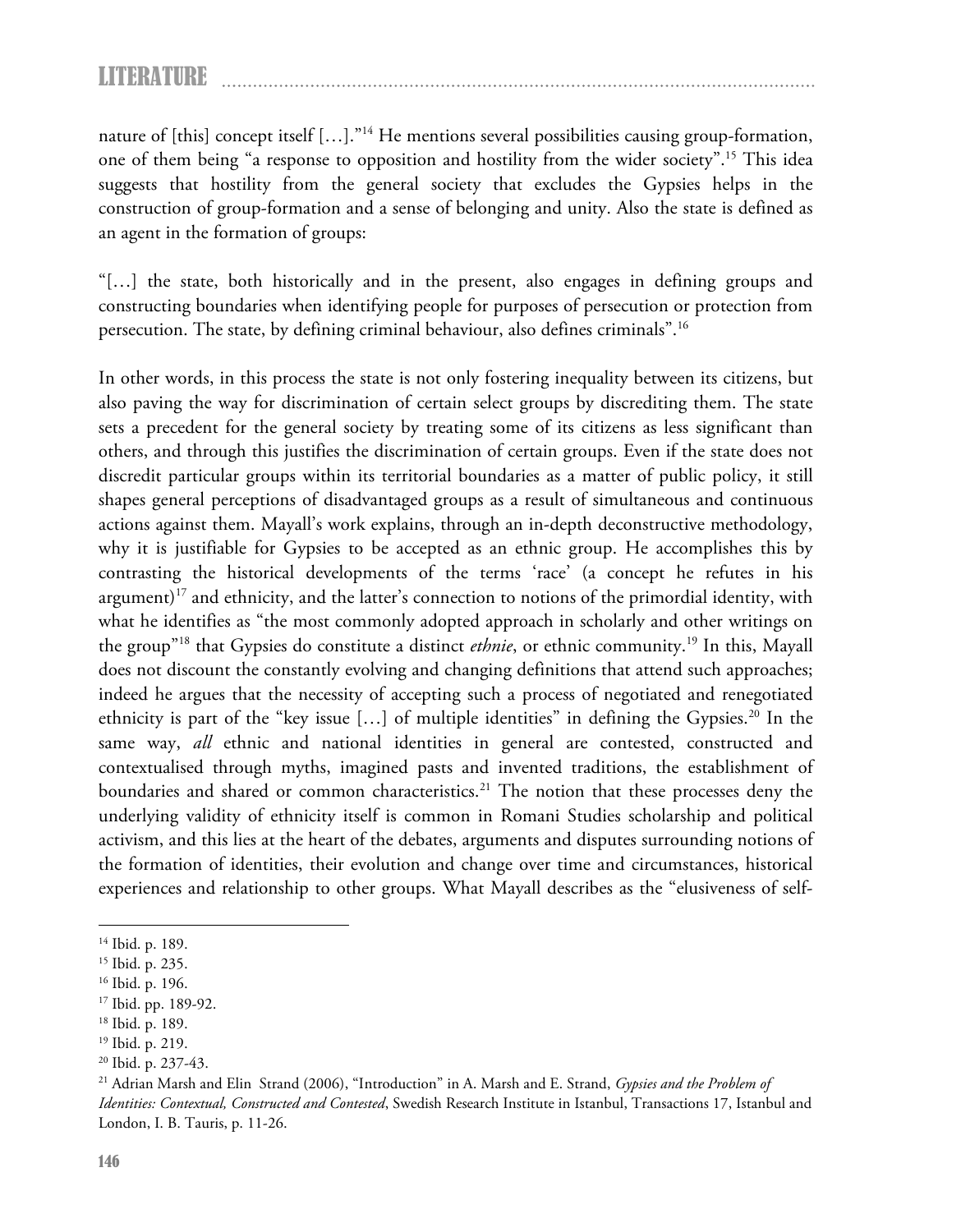nature of [this] concept itself […]."[14] He mentions several possibilities causing group-formation, one of them being "a response to opposition and hostility from the wider society".[15] This idea suggests that hostility from the general society that excludes the Gypsies helps in the construction of group-formation and a sense of belonging and unity. Also the state is defined as an agent in the formation of groups:

"[…] the state, both historically and in the present, also engages in defining groups and constructing boundaries when identifying people for purposes of persecution or protection from persecution. The state, by defining criminal behaviour, also defines criminals".[16]

In other words, in this process the state is not only fostering inequality between its citizens, but also paving the way for discrimination of certain select groups by discrediting them. The state sets a precedent for the general society by treating some of its citizens as less significant than others, and through this justifies the discrimination of certain groups. Even if the state does not discredit particular groups within its territorial boundaries as a matter of public policy, it still shapes general perceptions of disadvantaged groups as a result of simultaneous and continuous actions against them. Mayall's work explains, through an in-depth deconstructive methodology, why it is justifiable for Gypsies to be accepted as an ethnic group. He accomplishes this by contrasting the historical developments of the terms 'race' (a concept he refutes in his argument)[17] and ethnicity, and the latter's connection to notions of the primordial identity, with what he identifies as "the most commonly adopted approach in scholarly and other writings on the group"[18] that Gypsies do constitute a distinct *ethnie*, or ethnic community.[19] In this, Mayall does not discount the constantly evolving and changing definitions that attend such approaches; indeed he argues that the necessity of accepting such a process of negotiated and renegotiated ethnicity is part of the "key issue […] of multiple identities" in defining the Gypsies.[20] In the same way, *all* ethnic and national identities in general are contested, constructed and contextualised through myths, imagined pasts and invented traditions, the establishment of boundaries and shared or common characteristics.[21] The notion that these processes deny the underlying validity of ethnicity itself is common in Romani Studies scholarship and political activism, and this lies at the heart of the debates, arguments and disputes surrounding notions of the formation of identities, their evolution and change over time and circumstances, historical experiences and relationship to other groups. What Mayall describes as the "elusiveness of self-

---

[14] Ibid. p. 189.

[15] Ibid. p. 235.

[16] Ibid. p. 196.

[17] Ibid. pp. 189-92.

[18] Ibid. p. 189.

[19] Ibid. p. 219.

[20] Ibid. p. 237-43.

[21] Adrian Marsh and Elin Strand (2006), "Introduction" in A. Marsh and E. Strand, *Gypsies and the Problem of Identities: Contextual, Constructed and Contested*, Swedish Research Institute in Istanbul, Transactions 17, Istanbul and London, I. B. Tauris, p. 11-26.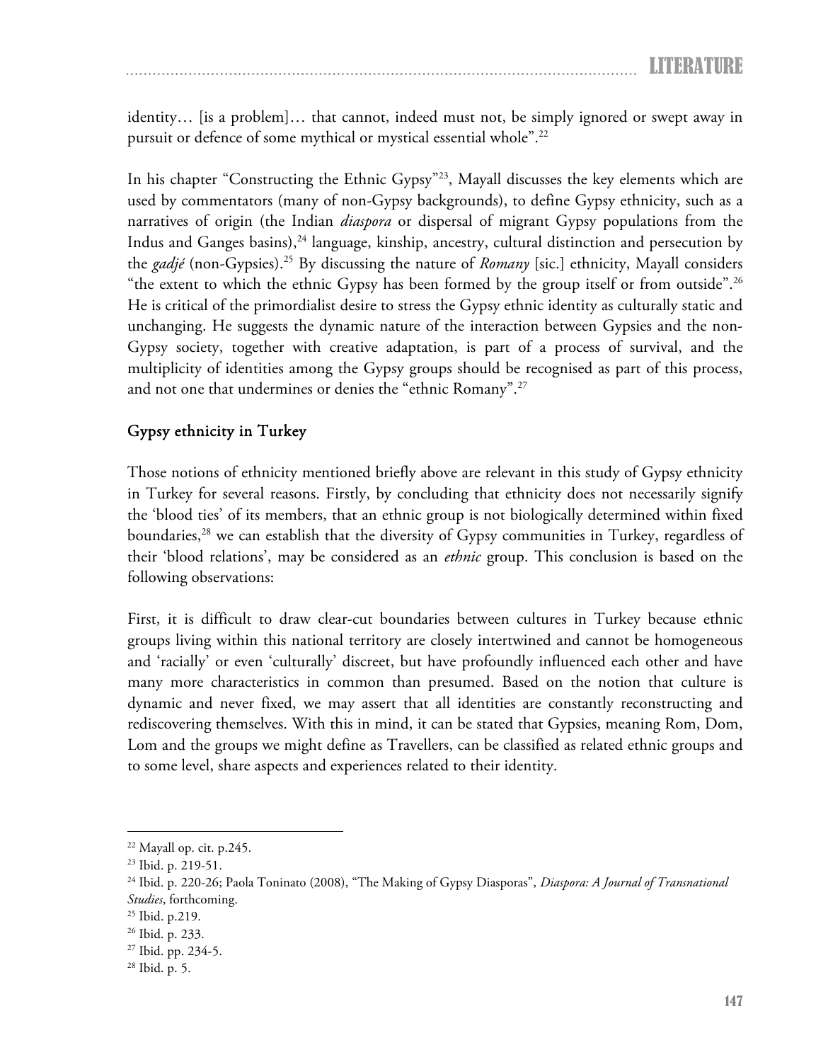identity… [is a problem]… that cannot, indeed must not, be simply ignored or swept away in pursuit or defence of some mythical or mystical essential whole".[22]

In his chapter "Constructing the Ethnic Gypsy"[23], Mayall discusses the key elements which are used by commentators (many of non-Gypsy backgrounds), to define Gypsy ethnicity, such as a narratives of origin (the Indian *diaspora* or dispersal of migrant Gypsy populations from the Indus and Ganges basins),[24] language, kinship, ancestry, cultural distinction and persecution by the *gadjé* (non-Gypsies).[25] By discussing the nature of *Romany* [sic.] ethnicity, Mayall considers "the extent to which the ethnic Gypsy has been formed by the group itself or from outside".[26] He is critical of the primordialist desire to stress the Gypsy ethnic identity as culturally static and unchanging. He suggests the dynamic nature of the interaction between Gypsies and the non-Gypsy society, together with creative adaptation, is part of a process of survival, and the multiplicity of identities among the Gypsy groups should be recognised as part of this process, and not one that undermines or denies the "ethnic Romany".[27]

## Gypsy ethnicity in Turkey

Those notions of ethnicity mentioned briefly above are relevant in this study of Gypsy ethnicity in Turkey for several reasons. Firstly, by concluding that ethnicity does not necessarily signify the 'blood ties' of its members, that an ethnic group is not biologically determined within fixed boundaries,[28] we can establish that the diversity of Gypsy communities in Turkey, regardless of their 'blood relations', may be considered as an *ethnic* group. This conclusion is based on the following observations:

First, it is difficult to draw clear-cut boundaries between cultures in Turkey because ethnic groups living within this national territory are closely intertwined and cannot be homogeneous and 'racially' or even 'culturally' discreet, but have profoundly influenced each other and have many more characteristics in common than presumed. Based on the notion that culture is dynamic and never fixed, we may assert that all identities are constantly reconstructing and rediscovering themselves. With this in mind, it can be stated that Gypsies, meaning Rom, Dom, Lom and the groups we might define as Travellers, can be classified as related ethnic groups and to some level, share aspects and experiences related to their identity.

---

[22] Mayall op. cit. p.245.

[23] Ibid. p. 219-51.

[24] Ibid. p. 220-26; Paola Toninato (2008), "The Making of Gypsy Diasporas", *Diaspora: A Journal of Transnational Studies*, forthcoming.

[25] Ibid. p.219.

[26] Ibid. p. 233.

[27] Ibid. pp. 234-5.

[28] Ibid. p. 5.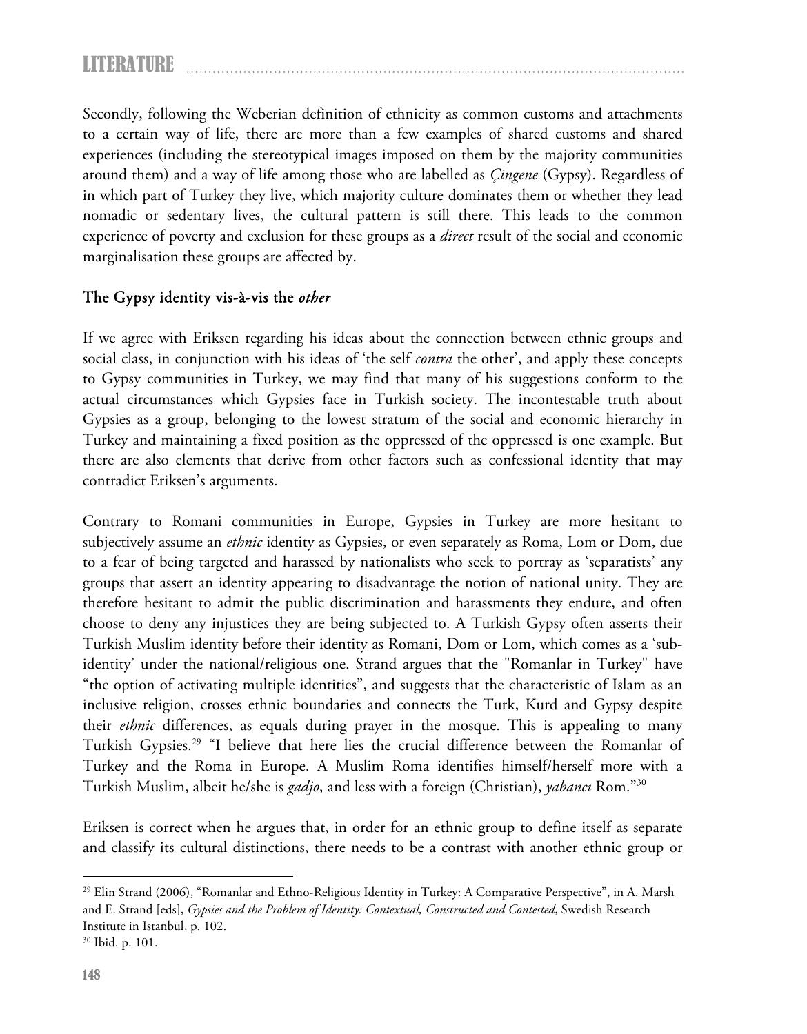Secondly, following the Weberian definition of ethnicity as common customs and attachments to a certain way of life, there are more than a few examples of shared customs and shared experiences (including the stereotypical images imposed on them by the majority communities around them) and a way of life among those who are labelled as *Çingene* (Gypsy). Regardless of in which part of Turkey they live, which majority culture dominates them or whether they lead nomadic or sedentary lives, the cultural pattern is still there. This leads to the common experience of poverty and exclusion for these groups as a *direct* result of the social and economic marginalisation these groups are affected by.

## The Gypsy identity vis-à-vis the *other*

If we agree with Eriksen regarding his ideas about the connection between ethnic groups and social class, in conjunction with his ideas of 'the self *contra* the other', and apply these concepts to Gypsy communities in Turkey, we may find that many of his suggestions conform to the actual circumstances which Gypsies face in Turkish society. The incontestable truth about Gypsies as a group, belonging to the lowest stratum of the social and economic hierarchy in Turkey and maintaining a fixed position as the oppressed of the oppressed is one example. But there are also elements that derive from other factors such as confessional identity that may contradict Eriksen's arguments.

Contrary to Romani communities in Europe, Gypsies in Turkey are more hesitant to subjectively assume an *ethnic* identity as Gypsies, or even separately as Roma, Lom or Dom, due to a fear of being targeted and harassed by nationalists who seek to portray as 'separatists' any groups that assert an identity appearing to disadvantage the notion of national unity. They are therefore hesitant to admit the public discrimination and harassments they endure, and often choose to deny any injustices they are being subjected to. A Turkish Gypsy often asserts their Turkish Muslim identity before their identity as Romani, Dom or Lom, which comes as a 'sub-identity' under the national/religious one. Strand argues that the "Romanlar in Turkey" have "the option of activating multiple identities", and suggests that the characteristic of Islam as an inclusive religion, crosses ethnic boundaries and connects the Turk, Kurd and Gypsy despite their *ethnic* differences, as equals during prayer in the mosque. This is appealing to many Turkish Gypsies.[29] "I believe that here lies the crucial difference between the Romanlar of Turkey and the Roma in Europe. A Muslim Roma identifies himself/herself more with a Turkish Muslim, albeit he/she is *gadjo*, and less with a foreign (Christian), *yabancı* Rom."[30]

Eriksen is correct when he argues that, in order for an ethnic group to define itself as separate and classify its cultural distinctions, there needs to be a contrast with another ethnic group or

---

[29] Elin Strand (2006), "Romanlar and Ethno-Religious Identity in Turkey: A Comparative Perspective", in A. Marsh and E. Strand [eds], *Gypsies and the Problem of Identity: Contextual, Constructed and Contested*, Swedish Research Institute in Istanbul, p. 102.

[30] Ibid. p. 101.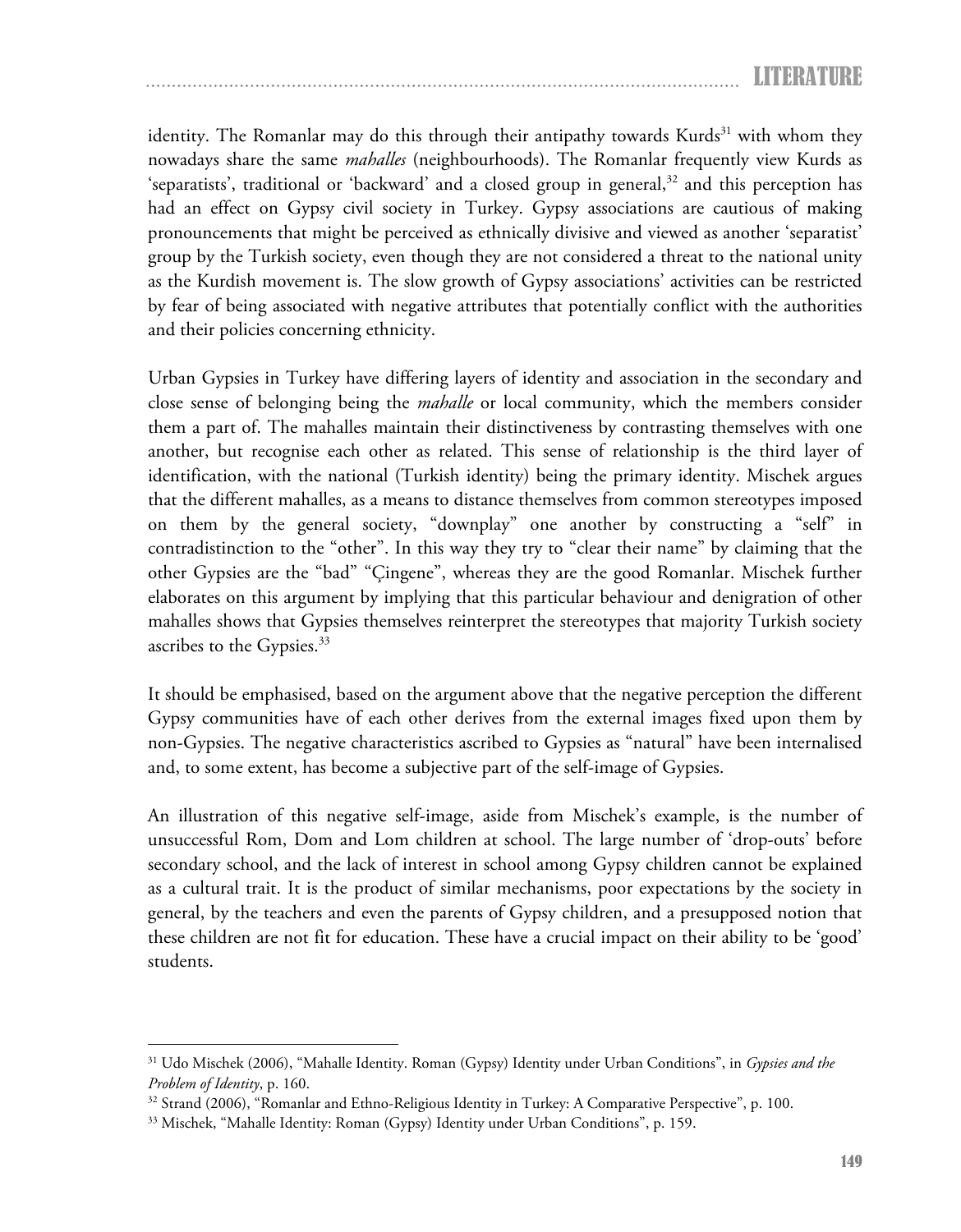identity. The Romanlar may do this through their antipathy towards Kurds[31] with whom they nowadays share the same *mahalles* (neighbourhoods). The Romanlar frequently view Kurds as 'separatists', traditional or 'backward' and a closed group in general,[32] and this perception has had an effect on Gypsy civil society in Turkey. Gypsy associations are cautious of making pronouncements that might be perceived as ethnically divisive and viewed as another 'separatist' group by the Turkish society, even though they are not considered a threat to the national unity as the Kurdish movement is. The slow growth of Gypsy associations' activities can be restricted by fear of being associated with negative attributes that potentially conflict with the authorities and their policies concerning ethnicity.

Urban Gypsies in Turkey have differing layers of identity and association in the secondary and close sense of belonging being the *mahalle* or local community, which the members consider them a part of. The mahalles maintain their distinctiveness by contrasting themselves with one another, but recognise each other as related. This sense of relationship is the third layer of identification, with the national (Turkish identity) being the primary identity. Mischek argues that the different mahalles, as a means to distance themselves from common stereotypes imposed on them by the general society, "downplay" one another by constructing a "self" in contradistinction to the "other". In this way they try to "clear their name" by claiming that the other Gypsies are the "bad" "Çingene", whereas they are the good Romanlar. Mischek further elaborates on this argument by implying that this particular behaviour and denigration of other mahalles shows that Gypsies themselves reinterpret the stereotypes that majority Turkish society ascribes to the Gypsies.[33]

It should be emphasised, based on the argument above that the negative perception the different Gypsy communities have of each other derives from the external images fixed upon them by non-Gypsies. The negative characteristics ascribed to Gypsies as "natural" have been internalised and, to some extent, has become a subjective part of the self-image of Gypsies.

An illustration of this negative self-image, aside from Mischek's example, is the number of unsuccessful Rom, Dom and Lom children at school. The large number of 'drop-outs' before secondary school, and the lack of interest in school among Gypsy children cannot be explained as a cultural trait. It is the product of similar mechanisms, poor expectations by the society in general, by the teachers and even the parents of Gypsy children, and a presupposed notion that these children are not fit for education. These have a crucial impact on their ability to be 'good' students.

---

[31] Udo Mischek (2006), "Mahalle Identity. Roman (Gypsy) Identity under Urban Conditions", in *Gypsies and the Problem of Identity*, p. 160.

[32] Strand (2006), "Romanlar and Ethno-Religious Identity in Turkey: A Comparative Perspective", p. 100.

[33] Mischek, "Mahalle Identity: Roman (Gypsy) Identity under Urban Conditions", p. 159.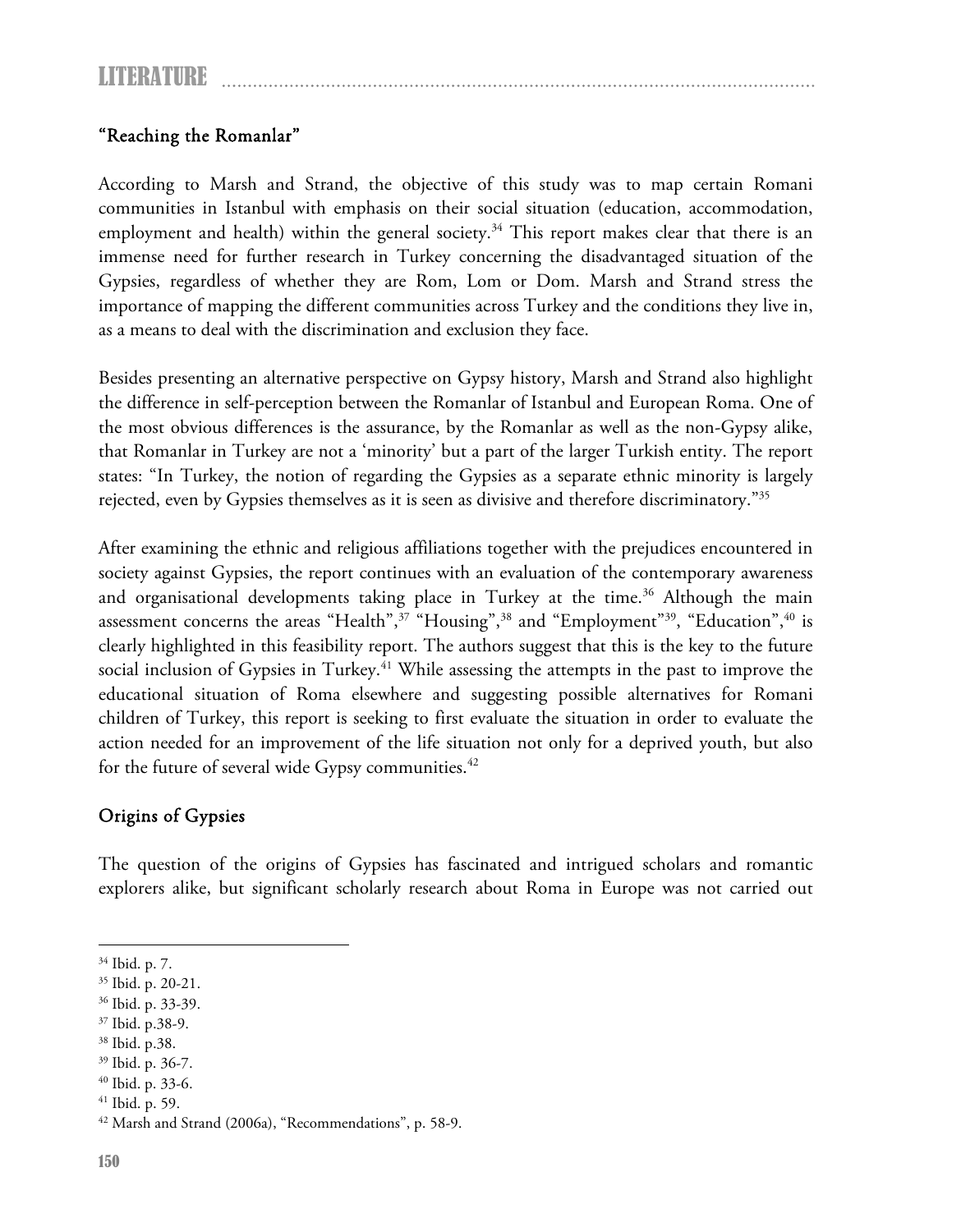## "Reaching the Romanlar"

According to Marsh and Strand, the objective of this study was to map certain Romani communities in Istanbul with emphasis on their social situation (education, accommodation, employment and health) within the general society.[34] This report makes clear that there is an immense need for further research in Turkey concerning the disadvantaged situation of the Gypsies, regardless of whether they are Rom, Lom or Dom. Marsh and Strand stress the importance of mapping the different communities across Turkey and the conditions they live in, as a means to deal with the discrimination and exclusion they face.

Besides presenting an alternative perspective on Gypsy history, Marsh and Strand also highlight the difference in self-perception between the Romanlar of Istanbul and European Roma. One of the most obvious differences is the assurance, by the Romanlar as well as the non-Gypsy alike, that Romanlar in Turkey are not a 'minority' but a part of the larger Turkish entity. The report states: "In Turkey, the notion of regarding the Gypsies as a separate ethnic minority is largely rejected, even by Gypsies themselves as it is seen as divisive and therefore discriminatory."[35]

After examining the ethnic and religious affiliations together with the prejudices encountered in society against Gypsies, the report continues with an evaluation of the contemporary awareness and organisational developments taking place in Turkey at the time.[36] Although the main assessment concerns the areas "Health",[37] "Housing",[38] and "Employment"[39], "Education",[40] is clearly highlighted in this feasibility report. The authors suggest that this is the key to the future social inclusion of Gypsies in Turkey.[41] While assessing the attempts in the past to improve the educational situation of Roma elsewhere and suggesting possible alternatives for Romani children of Turkey, this report is seeking to first evaluate the situation in order to evaluate the action needed for an improvement of the life situation not only for a deprived youth, but also for the future of several wide Gypsy communities.[42]

## Origins of Gypsies

The question of the origins of Gypsies has fascinated and intrigued scholars and romantic explorers alike, but significant scholarly research about Roma in Europe was not carried out

---

[34] Ibid. p. 7.

[35] Ibid. p. 20-21.

[36] Ibid. p. 33-39.

[37] Ibid. p.38-9.

[38] Ibid. p.38.

[39] Ibid. p. 36-7.

[40] Ibid. p. 33-6.

[41] Ibid. p. 59.

[42] Marsh and Strand (2006a), "Recommendations", p. 58-9.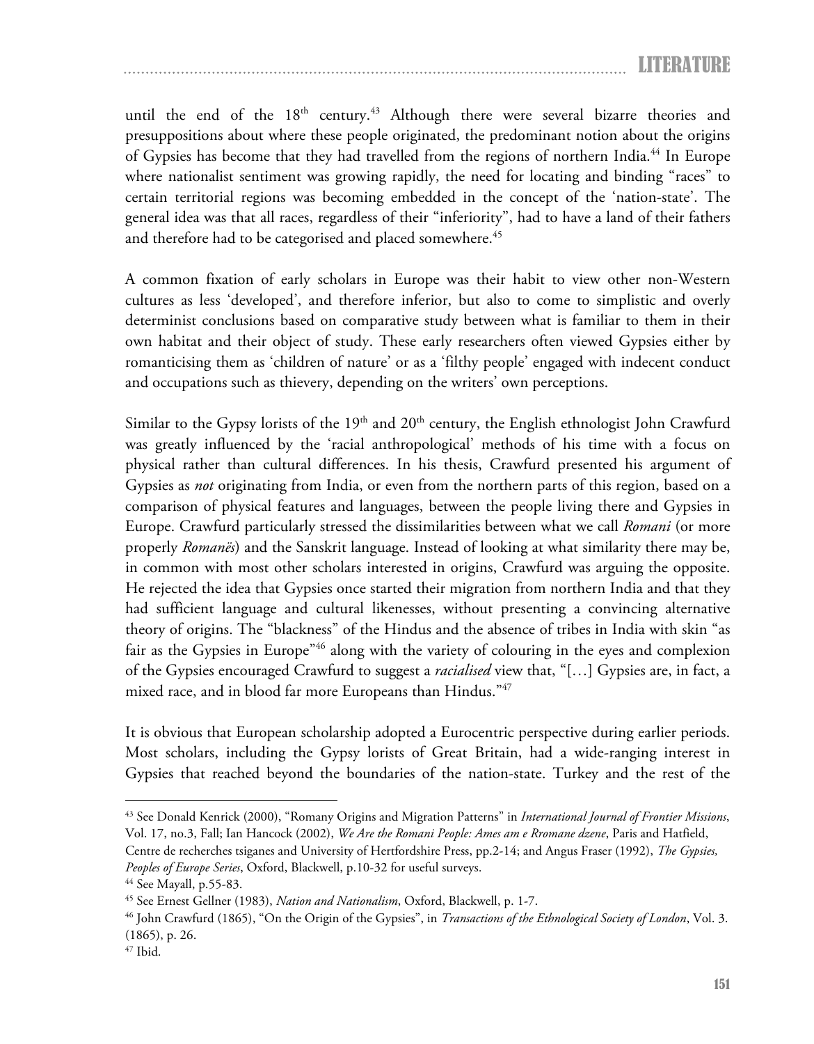until the end of the 18th century.[43] Although there were several bizarre theories and presuppositions about where these people originated, the predominant notion about the origins of Gypsies has become that they had travelled from the regions of northern India.[44] In Europe where nationalist sentiment was growing rapidly, the need for locating and binding "races" to certain territorial regions was becoming embedded in the concept of the 'nation-state'. The general idea was that all races, regardless of their "inferiority", had to have a land of their fathers and therefore had to be categorised and placed somewhere.[45]

A common fixation of early scholars in Europe was their habit to view other non-Western cultures as less 'developed', and therefore inferior, but also to come to simplistic and overly determinist conclusions based on comparative study between what is familiar to them in their own habitat and their object of study. These early researchers often viewed Gypsies either by romanticising them as 'children of nature' or as a 'filthy people' engaged with indecent conduct and occupations such as thievery, depending on the writers' own perceptions.

Similar to the Gypsy lorists of the 19th and 20th century, the English ethnologist John Crawfurd was greatly influenced by the 'racial anthropological' methods of his time with a focus on physical rather than cultural differences. In his thesis, Crawfurd presented his argument of Gypsies as *not* originating from India, or even from the northern parts of this region, based on a comparison of physical features and languages, between the people living there and Gypsies in Europe. Crawfurd particularly stressed the dissimilarities between what we call *Romani* (or more properly *Romanës*) and the Sanskrit language. Instead of looking at what similarity there may be, in common with most other scholars interested in origins, Crawfurd was arguing the opposite. He rejected the idea that Gypsies once started their migration from northern India and that they had sufficient language and cultural likenesses, without presenting a convincing alternative theory of origins. The "blackness" of the Hindus and the absence of tribes in India with skin "as fair as the Gypsies in Europe"[46] along with the variety of colouring in the eyes and complexion of the Gypsies encouraged Crawfurd to suggest a *racialised* view that, "[…] Gypsies are, in fact, a mixed race, and in blood far more Europeans than Hindus."[47]

It is obvious that European scholarship adopted a Eurocentric perspective during earlier periods. Most scholars, including the Gypsy lorists of Great Britain, had a wide-ranging interest in Gypsies that reached beyond the boundaries of the nation-state. Turkey and the rest of the

---

[43] See Donald Kenrick (2000), "Romany Origins and Migration Patterns" in *International Journal of Frontier Missions*, Vol. 17, no.3, Fall; Ian Hancock (2002), *We Are the Romani People: Ames am e Rromane dzene*, Paris and Hatfield, Centre de recherches tsiganes and University of Hertfordshire Press, pp.2-14; and Angus Fraser (1992), *The Gypsies, Peoples of Europe Series*, Oxford, Blackwell, p.10-32 for useful surveys.

[44] See Mayall, p.55-83.

[45] See Ernest Gellner (1983), *Nation and Nationalism*, Oxford, Blackwell, p. 1-7.

[46] John Crawfurd (1865), "On the Origin of the Gypsies", in *Transactions of the Ethnological Society of London*, Vol. 3. (1865), p. 26.

[47] Ibid.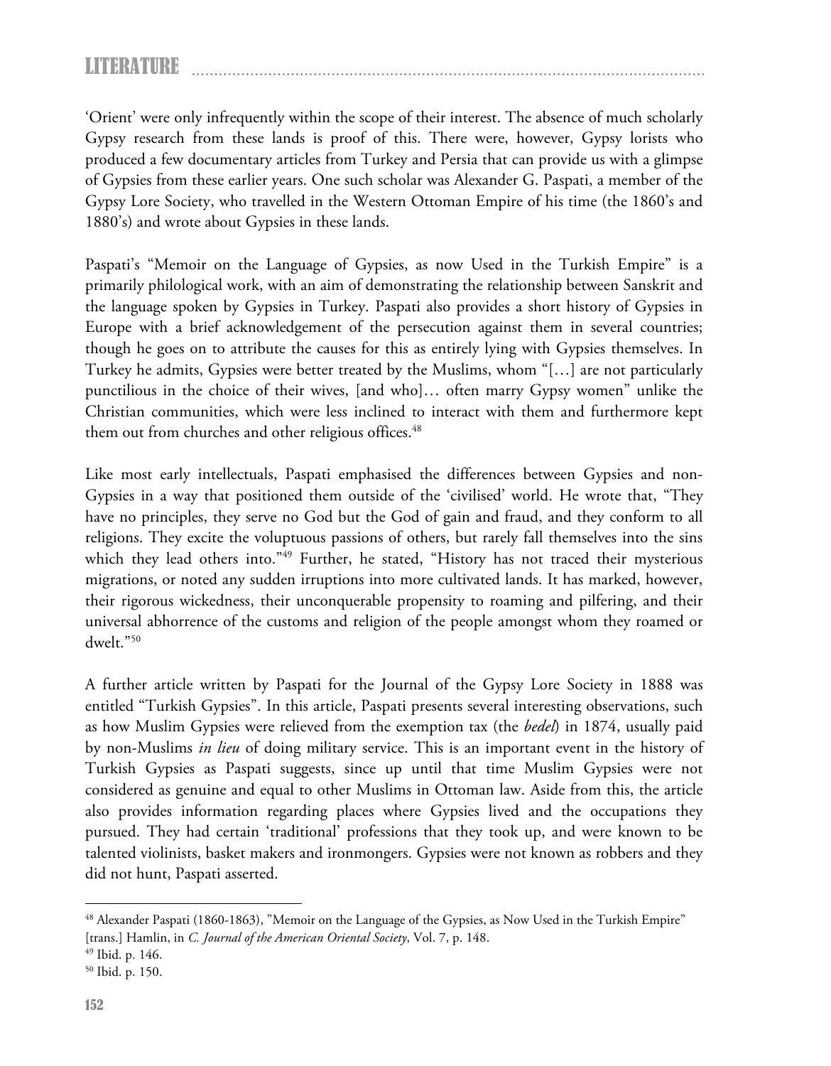'Orient' were only infrequently within the scope of their interest. The absence of much scholarly Gypsy research from these lands is proof of this. There were, however, Gypsy lorists who produced a few documentary articles from Turkey and Persia that can provide us with a glimpse of Gypsies from these earlier years. One such scholar was Alexander G. Paspati, a member of the Gypsy Lore Society, who travelled in the Western Ottoman Empire of his time (the 1860's and 1880's) and wrote about Gypsies in these lands.

Paspati's "Memoir on the Language of Gypsies, as now Used in the Turkish Empire" is a primarily philological work, with an aim of demonstrating the relationship between Sanskrit and the language spoken by Gypsies in Turkey. Paspati also provides a short history of Gypsies in Europe with a brief acknowledgement of the persecution against them in several countries; though he goes on to attribute the causes for this as entirely lying with Gypsies themselves. In Turkey he admits, Gypsies were better treated by the Muslims, whom "[…] are not particularly punctilious in the choice of their wives, [and who]… often marry Gypsy women" unlike the Christian communities, which were less inclined to interact with them and furthermore kept them out from churches and other religious offices.[48]

Like most early intellectuals, Paspati emphasised the differences between Gypsies and non-Gypsies in a way that positioned them outside of the 'civilised' world. He wrote that, "They have no principles, they serve no God but the God of gain and fraud, and they conform to all religions. They excite the voluptuous passions of others, but rarely fall themselves into the sins which they lead others into."[49] Further, he stated, "History has not traced their mysterious migrations, or noted any sudden irruptions into more cultivated lands. It has marked, however, their rigorous wickedness, their unconquerable propensity to roaming and pilfering, and their universal abhorrence of the customs and religion of the people amongst whom they roamed or dwelt."[50]

A further article written by Paspati for the Journal of the Gypsy Lore Society in 1888 was entitled "Turkish Gypsies". In this article, Paspati presents several interesting observations, such as how Muslim Gypsies were relieved from the exemption tax (the *bedel*) in 1874, usually paid by non-Muslims *in lieu* of doing military service. This is an important event in the history of Turkish Gypsies as Paspati suggests, since up until that time Muslim Gypsies were not considered as genuine and equal to other Muslims in Ottoman law. Aside from this, the article also provides information regarding places where Gypsies lived and the occupations they pursued. They had certain 'traditional' professions that they took up, and were known to be talented violinists, basket makers and ironmongers. Gypsies were not known as robbers and they did not hunt, Paspati asserted.

---

[48] Alexander Paspati (1860-1863), "Memoir on the Language of the Gypsies, as Now Used in the Turkish Empire" [trans.] Hamlin, in *C. Journal of the American Oriental Society*, Vol. 7, p. 148.

[49] Ibid. p. 146.

[50] Ibid. p. 150.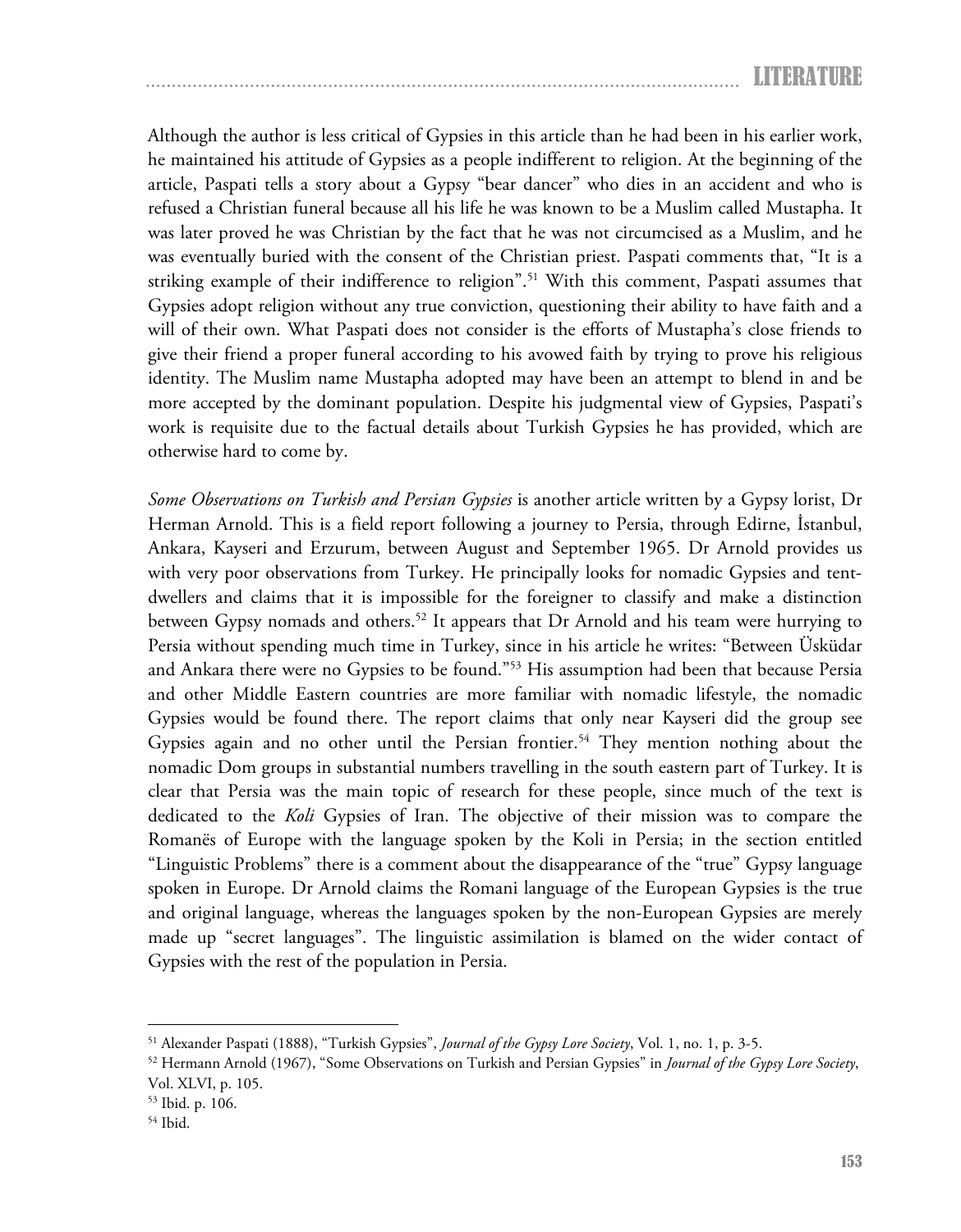Although the author is less critical of Gypsies in this article than he had been in his earlier work, he maintained his attitude of Gypsies as a people indifferent to religion. At the beginning of the article, Paspati tells a story about a Gypsy "bear dancer" who dies in an accident and who is refused a Christian funeral because all his life he was known to be a Muslim called Mustapha. It was later proved he was Christian by the fact that he was not circumcised as a Muslim, and he was eventually buried with the consent of the Christian priest. Paspati comments that, "It is a striking example of their indifference to religion".[51] With this comment, Paspati assumes that Gypsies adopt religion without any true conviction, questioning their ability to have faith and a will of their own. What Paspati does not consider is the efforts of Mustapha's close friends to give their friend a proper funeral according to his avowed faith by trying to prove his religious identity. The Muslim name Mustapha adopted may have been an attempt to blend in and be more accepted by the dominant population. Despite his judgmental view of Gypsies, Paspati's work is requisite due to the factual details about Turkish Gypsies he has provided, which are otherwise hard to come by.

*Some Observations on Turkish and Persian Gypsies* is another article written by a Gypsy lorist, Dr Herman Arnold. This is a field report following a journey to Persia, through Edirne, İstanbul, Ankara, Kayseri and Erzurum, between August and September 1965. Dr Arnold provides us with very poor observations from Turkey. He principally looks for nomadic Gypsies and tent-dwellers and claims that it is impossible for the foreigner to classify and make a distinction between Gypsy nomads and others.[52] It appears that Dr Arnold and his team were hurrying to Persia without spending much time in Turkey, since in his article he writes: "Between Üsküdar and Ankara there were no Gypsies to be found."[53] His assumption had been that because Persia and other Middle Eastern countries are more familiar with nomadic lifestyle, the nomadic Gypsies would be found there. The report claims that only near Kayseri did the group see Gypsies again and no other until the Persian frontier.[54] They mention nothing about the nomadic Dom groups in substantial numbers travelling in the south eastern part of Turkey. It is clear that Persia was the main topic of research for these people, since much of the text is dedicated to the *Koli* Gypsies of Iran. The objective of their mission was to compare the Romanës of Europe with the language spoken by the Koli in Persia; in the section entitled "Linguistic Problems" there is a comment about the disappearance of the "true" Gypsy language spoken in Europe. Dr Arnold claims the Romani language of the European Gypsies is the true and original language, whereas the languages spoken by the non-European Gypsies are merely made up "secret languages". The linguistic assimilation is blamed on the wider contact of Gypsies with the rest of the population in Persia.

---

[51] Alexander Paspati (1888), "Turkish Gypsies", *Journal of the Gypsy Lore Society*, Vol. 1, no. 1, p. 3-5.

[52] Hermann Arnold (1967), "Some Observations on Turkish and Persian Gypsies" in *Journal of the Gypsy Lore Society*, Vol. XLVI, p. 105.

[53] Ibid. p. 106.

[54] Ibid.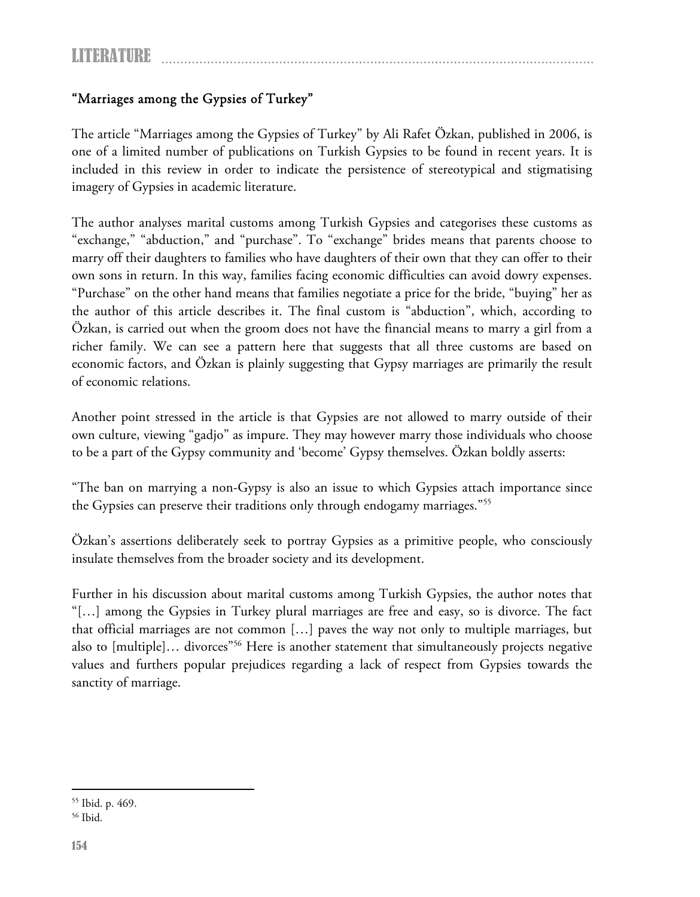### "Marriages among the Gypsies of Turkey"

The article "Marriages among the Gypsies of Turkey" by Ali Rafet Özkan, published in 2006, is one of a limited number of publications on Turkish Gypsies to be found in recent years. It is included in this review in order to indicate the persistence of stereotypical and stigmatising imagery of Gypsies in academic literature.

The author analyses marital customs among Turkish Gypsies and categorises these customs as "exchange," "abduction," and "purchase". To "exchange" brides means that parents choose to marry off their daughters to families who have daughters of their own that they can offer to their own sons in return. In this way, families facing economic difficulties can avoid dowry expenses. "Purchase" on the other hand means that families negotiate a price for the bride, "buying" her as the author of this article describes it. The final custom is "abduction", which, according to Özkan, is carried out when the groom does not have the financial means to marry a girl from a richer family. We can see a pattern here that suggests that all three customs are based on economic factors, and Özkan is plainly suggesting that Gypsy marriages are primarily the result of economic relations.

Another point stressed in the article is that Gypsies are not allowed to marry outside of their own culture, viewing "gadjo" as impure. They may however marry those individuals who choose to be a part of the Gypsy community and 'become' Gypsy themselves. Özkan boldly asserts:

"The ban on marrying a non-Gypsy is also an issue to which Gypsies attach importance since the Gypsies can preserve their traditions only through endogamy marriages."[55]

Özkan's assertions deliberately seek to portray Gypsies as a primitive people, who consciously insulate themselves from the broader society and its development.

Further in his discussion about marital customs among Turkish Gypsies, the author notes that "[…] among the Gypsies in Turkey plural marriages are free and easy, so is divorce. The fact that official marriages are not common […] paves the way not only to multiple marriages, but also to [multiple]… divorces"[56] Here is another statement that simultaneously projects negative values and furthers popular prejudices regarding a lack of respect from Gypsies towards the sanctity of marriage.

---

[55] Ibid. p. 469.

[56] Ibid.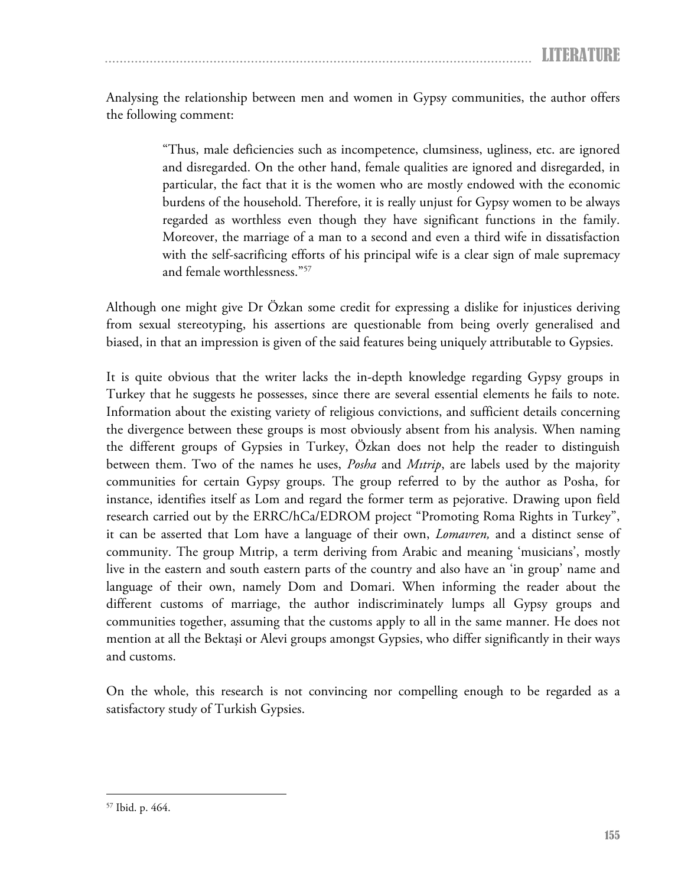Analysing the relationship between men and women in Gypsy communities, the author offers the following comment:

> "Thus, male deficiencies such as incompetence, clumsiness, ugliness, etc. are ignored and disregarded. On the other hand, female qualities are ignored and disregarded, in particular, the fact that it is the women who are mostly endowed with the economic burdens of the household. Therefore, it is really unjust for Gypsy women to be always regarded as worthless even though they have significant functions in the family. Moreover, the marriage of a man to a second and even a third wife in dissatisfaction with the self-sacrificing efforts of his principal wife is a clear sign of male supremacy and female worthlessness."[57]

Although one might give Dr Özkan some credit for expressing a dislike for injustices deriving from sexual stereotyping, his assertions are questionable from being overly generalised and biased, in that an impression is given of the said features being uniquely attributable to Gypsies.

It is quite obvious that the writer lacks the in-depth knowledge regarding Gypsy groups in Turkey that he suggests he possesses, since there are several essential elements he fails to note. Information about the existing variety of religious convictions, and sufficient details concerning the divergence between these groups is most obviously absent from his analysis. When naming the different groups of Gypsies in Turkey, Özkan does not help the reader to distinguish between them. Two of the names he uses, *Posha* and *Mıtrip*, are labels used by the majority communities for certain Gypsy groups. The group referred to by the author as Posha, for instance, identifies itself as Lom and regard the former term as pejorative. Drawing upon field research carried out by the ERRC/hCa/EDROM project "Promoting Roma Rights in Turkey", it can be asserted that Lom have a language of their own, *Lomavren,* and a distinct sense of community. The group Mıtrip, a term deriving from Arabic and meaning 'musicians', mostly live in the eastern and south eastern parts of the country and also have an 'in group' name and language of their own, namely Dom and Domari. When informing the reader about the different customs of marriage, the author indiscriminately lumps all Gypsy groups and communities together, assuming that the customs apply to all in the same manner. He does not mention at all the Bektaşi or Alevi groups amongst Gypsies, who differ significantly in their ways and customs.

On the whole, this research is not convincing nor compelling enough to be regarded as a satisfactory study of Turkish Gypsies.

---

[57] Ibid. p. 464.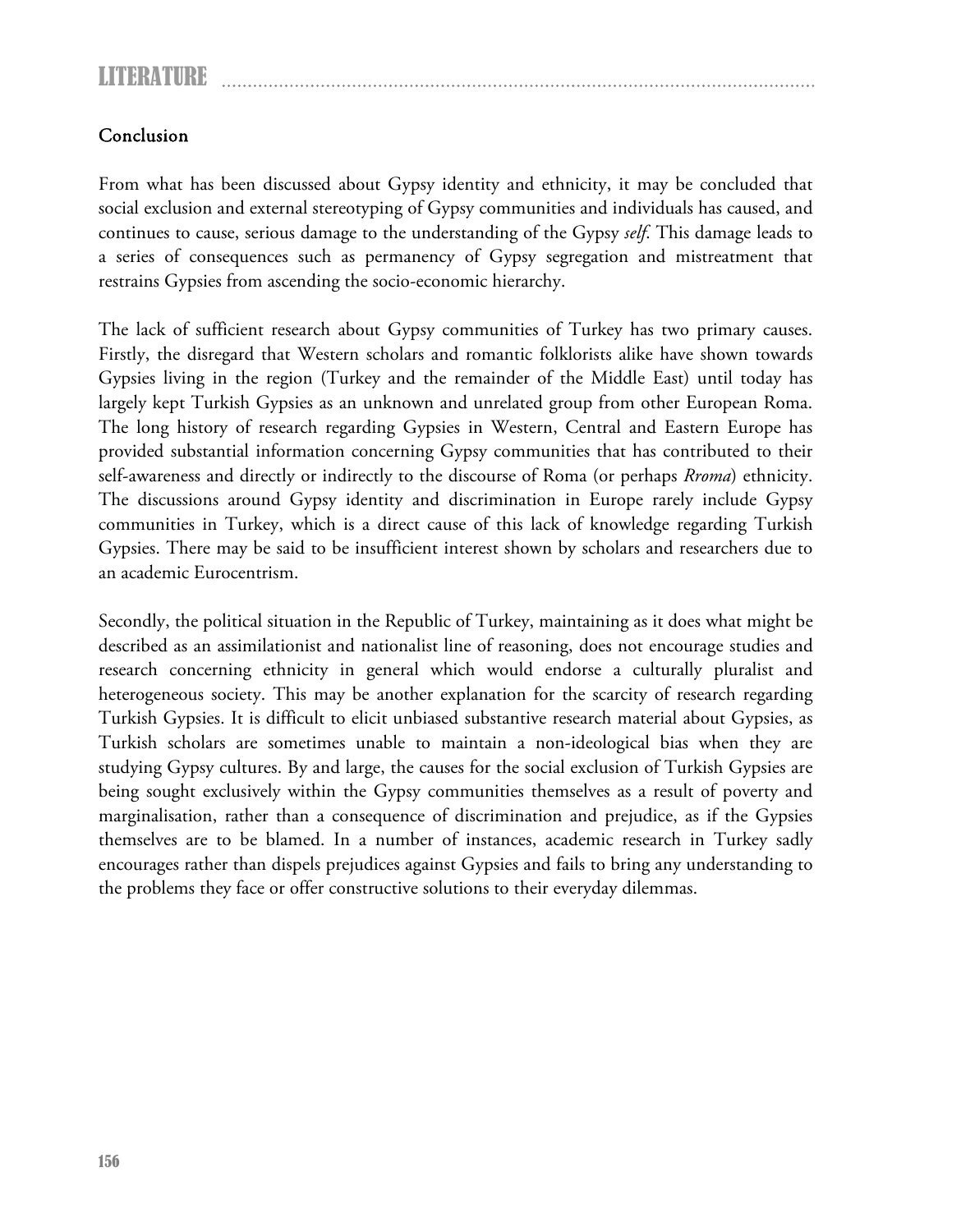## Conclusion

From what has been discussed about Gypsy identity and ethnicity, it may be concluded that social exclusion and external stereotyping of Gypsy communities and individuals has caused, and continues to cause, serious damage to the understanding of the Gypsy *self*. This damage leads to a series of consequences such as permanency of Gypsy segregation and mistreatment that restrains Gypsies from ascending the socio-economic hierarchy.

The lack of sufficient research about Gypsy communities of Turkey has two primary causes. Firstly, the disregard that Western scholars and romantic folklorists alike have shown towards Gypsies living in the region (Turkey and the remainder of the Middle East) until today has largely kept Turkish Gypsies as an unknown and unrelated group from other European Roma. The long history of research regarding Gypsies in Western, Central and Eastern Europe has provided substantial information concerning Gypsy communities that has contributed to their self-awareness and directly or indirectly to the discourse of Roma (or perhaps *Rroma*) ethnicity. The discussions around Gypsy identity and discrimination in Europe rarely include Gypsy communities in Turkey, which is a direct cause of this lack of knowledge regarding Turkish Gypsies. There may be said to be insufficient interest shown by scholars and researchers due to an academic Eurocentrism.

Secondly, the political situation in the Republic of Turkey, maintaining as it does what might be described as an assimilationist and nationalist line of reasoning, does not encourage studies and research concerning ethnicity in general which would endorse a culturally pluralist and heterogeneous society. This may be another explanation for the scarcity of research regarding Turkish Gypsies. It is difficult to elicit unbiased substantive research material about Gypsies, as Turkish scholars are sometimes unable to maintain a non-ideological bias when they are studying Gypsy cultures. By and large, the causes for the social exclusion of Turkish Gypsies are being sought exclusively within the Gypsy communities themselves as a result of poverty and marginalisation, rather than a consequence of discrimination and prejudice, as if the Gypsies themselves are to be blamed. In a number of instances, academic research in Turkey sadly encourages rather than dispels prejudices against Gypsies and fails to bring any understanding to the problems they face or offer constructive solutions to their everyday dilemmas.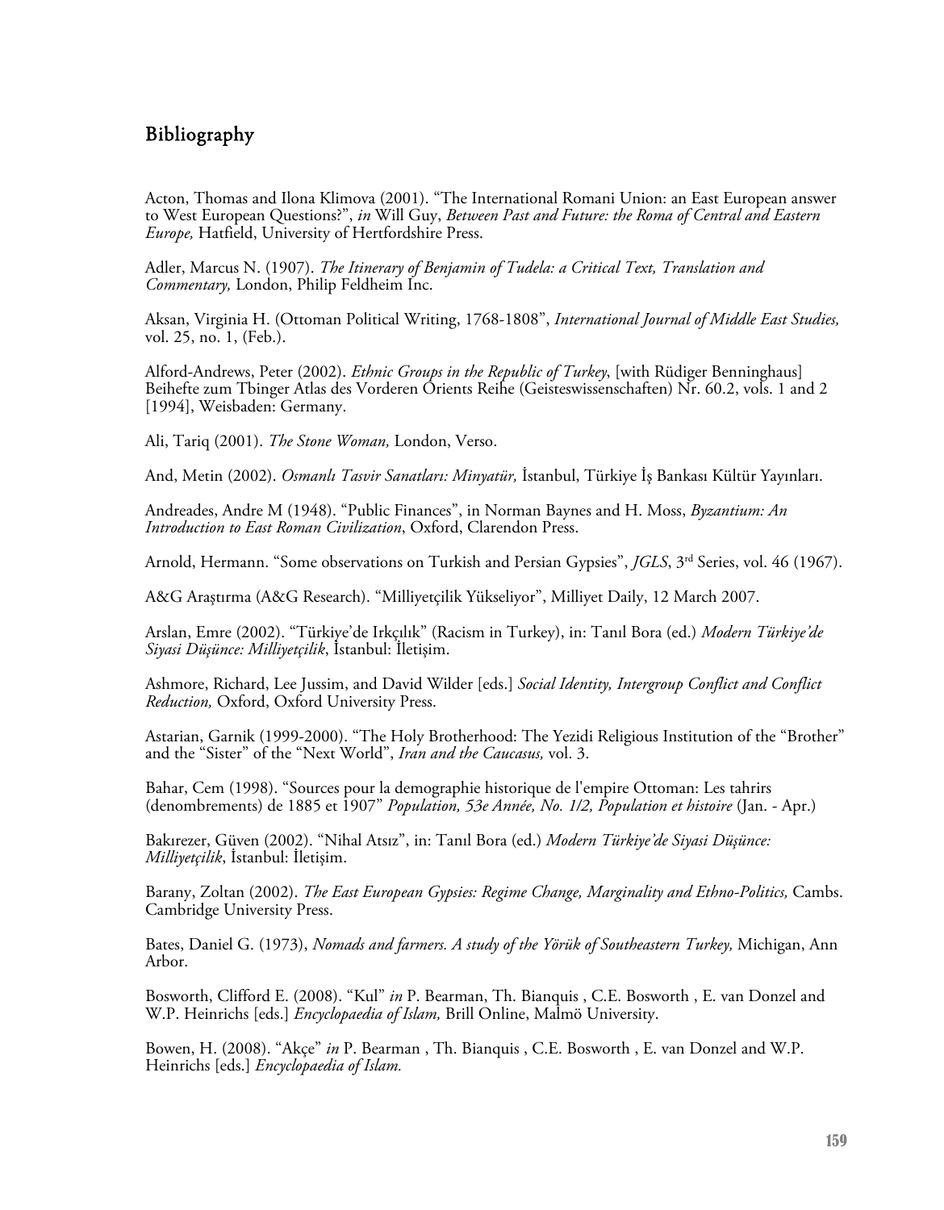## Bibliography

Acton, Thomas and Ilona Klimova (2001). "The International Romani Union: an East European answer to West European Questions?", *in* Will Guy, *Between Past and Future: the Roma of Central and Eastern Europe,* Hatfield, University of Hertfordshire Press.

Adler, Marcus N. (1907). *The Itinerary of Benjamin of Tudela: a Critical Text, Translation and Commentary,* London, Philip Feldheim Inc.

Aksan, Virginia H. (Ottoman Political Writing, 1768-1808", *International Journal of Middle East Studies,* vol. 25, no. 1, (Feb.).

Alford-Andrews, Peter (2002). *Ethnic Groups in the Republic of Turkey*, [with Rüdiger Benninghaus] Beihefte zum Tbinger Atlas des Vorderen Orients Reihe (Geisteswissenschaften) Nr. 60.2, vols. 1 and 2 [1994], Weisbaden: Germany.

Ali, Tariq (2001). *The Stone Woman,* London, Verso.

And, Metin (2002). *Osmanlı Tasvir Sanatları: Minyatür,* İstanbul, Türkiye İş Bankası Kültür Yayınları.

Andreades, Andre M (1948). "Public Finances", in Norman Baynes and H. Moss, *Byzantium: An Introduction to East Roman Civilization*, Oxford, Clarendon Press.

Arnold, Hermann. "Some observations on Turkish and Persian Gypsies", *JGLS*, 3rd Series, vol. 46 (1967).

A&G Araştırma (A&G Research). "Milliyetçilik Yükseliyor", Milliyet Daily, 12 March 2007.

Arslan, Emre (2002). "Türkiye'de Irkçılık" (Racism in Turkey), in: Tanıl Bora (ed.) *Modern Türkiye'de Siyasi Düşünce: Milliyetçilik*, İstanbul: İletişim.

Ashmore, Richard, Lee Jussim, and David Wilder [eds.] *Social Identity, Intergroup Conflict and Conflict Reduction,* Oxford, Oxford University Press.

Astarian, Garnik (1999-2000). "The Holy Brotherhood: The Yezidi Religious Institution of the "Brother" and the "Sister" of the "Next World", *Iran and the Caucasus,* vol. 3.

Bahar, Cem (1998). "Sources pour la demographie historique de l'empire Ottoman: Les tahrirs (denombrements) de 1885 et 1907" *Population, 53e Année, No. 1/2, Population et histoire* (Jan. - Apr.)

Bakırezer, Güven (2002). "Nihal Atsız", in: Tanıl Bora (ed.) *Modern Türkiye'de Siyasi Düşünce: Milliyetçilik*, İstanbul: İletişim.

Barany, Zoltan (2002). *The East European Gypsies: Regime Change, Marginality and Ethno-Politics,* Cambs. Cambridge University Press.

Bates, Daniel G. (1973), *Nomads and farmers. A study of the Yörük of Southeastern Turkey,* Michigan, Ann Arbor.

Bosworth, Clifford E. (2008). "Kul" *in* P. Bearman, Th. Bianquis , C.E. Bosworth , E. van Donzel and W.P. Heinrichs [eds.] *Encyclopaedia of Islam,* Brill Online, Malmö University.

Bowen, H. (2008). "Akçe" *in* P. Bearman , Th. Bianquis , C.E. Bosworth , E. van Donzel and W.P. Heinrichs [eds.] *Encyclopaedia of Islam.*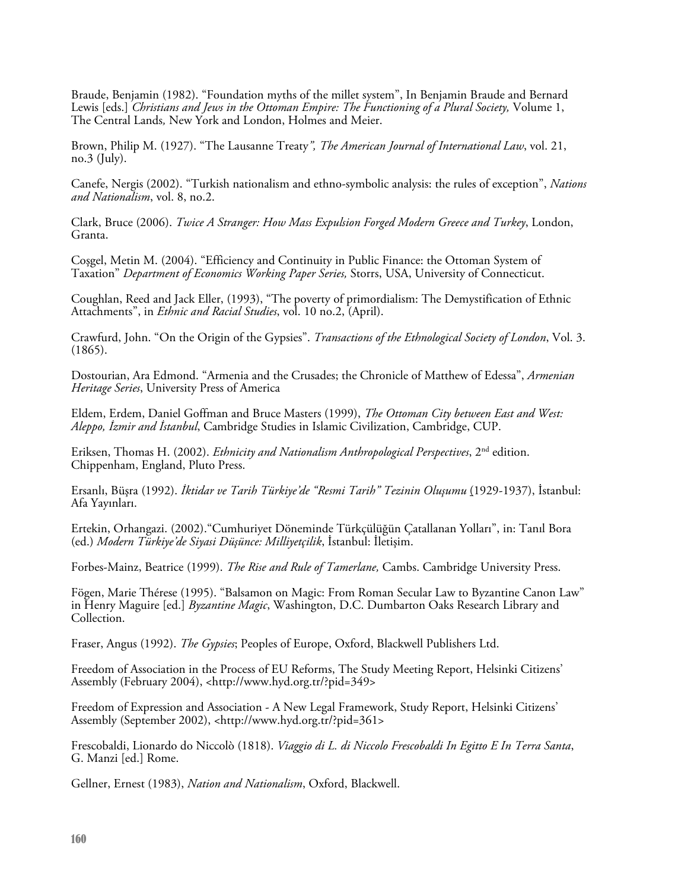Braude, Benjamin (1982). "Foundation myths of the millet system", In Benjamin Braude and Bernard Lewis [eds.] *Christians and Jews in the Ottoman Empire: The Functioning of a Plural Society,* Volume 1, The Central Lands*,* New York and London, Holmes and Meier.

Brown, Philip M. (1927). "The Lausanne Treaty*", The American Journal of International Law*, vol. 21, no.3 (July).

Canefe, Nergis (2002). "Turkish nationalism and ethno-symbolic analysis: the rules of exception", *Nations and Nationalism*, vol. 8, no.2.

Clark, Bruce (2006). *Twice A Stranger: How Mass Expulsion Forged Modern Greece and Turkey*, London, Granta.

Coşgel, Metin M. (2004). "Efficiency and Continuity in Public Finance: the Ottoman System of Taxation" *Department of Economics Working Paper Series,* Storrs, USA, University of Connecticut.

Coughlan, Reed and Jack Eller, (1993), "The poverty of primordialism: The Demystification of Ethnic Attachments", in *Ethnic and Racial Studies*, vol. 10 no.2, (April).

Crawfurd, John. "On the Origin of the Gypsies". *Transactions of the Ethnological Society of London*, Vol. 3. (1865).

Dostourian, Ara Edmond. "Armenia and the Crusades; the Chronicle of Matthew of Edessa", *Armenian Heritage Series*, University Press of America

Eldem, Erdem, Daniel Goffman and Bruce Masters (1999), *The Ottoman City between East and West: Aleppo, İzmir and İstanbul*, Cambridge Studies in Islamic Civilization, Cambridge, CUP.

Eriksen, Thomas H. (2002). *Ethnicity and Nationalism Anthropological Perspectives*, 2nd edition. Chippenham, England, Pluto Press.

Ersanlı, Büşra (1992). *İktidar ve Tarih Türkiye'de "Resmi Tarih" Tezinin Oluşumu* (1929-1937), İstanbul: Afa Yayınları.

Ertekin, Orhangazi. (2002)."Cumhuriyet Döneminde Türkçülüğün Çatallanan Yolları", in: Tanıl Bora (ed.) *Modern Türkiye'de Siyasi Düşünce: Milliyetçilik*, İstanbul: İletişim.

Forbes-Mainz, Beatrice (1999). *The Rise and Rule of Tamerlane,* Cambs. Cambridge University Press.

Fögen, Marie Thérese (1995). "Balsamon on Magic: From Roman Secular Law to Byzantine Canon Law" in Henry Maguire [ed.] *Byzantine Magic*, Washington, D.C. Dumbarton Oaks Research Library and Collection.

Fraser, Angus (1992). *The Gypsies*; Peoples of Europe, Oxford, Blackwell Publishers Ltd.

Freedom of Association in the Process of EU Reforms, The Study Meeting Report, Helsinki Citizens' Assembly (February 2004), <http://www.hyd.org.tr/?pid=349>

Freedom of Expression and Association - A New Legal Framework, Study Report, Helsinki Citizens' Assembly (September 2002), <http://www.hyd.org.tr/?pid=361>

Frescobaldi, Lionardo do Niccolò (1818). *Viaggio di L. di Niccolo Frescobaldi In Egitto E In Terra Santa*, G. Manzi [ed.] Rome.

Gellner, Ernest (1983), *Nation and Nationalism*, Oxford, Blackwell.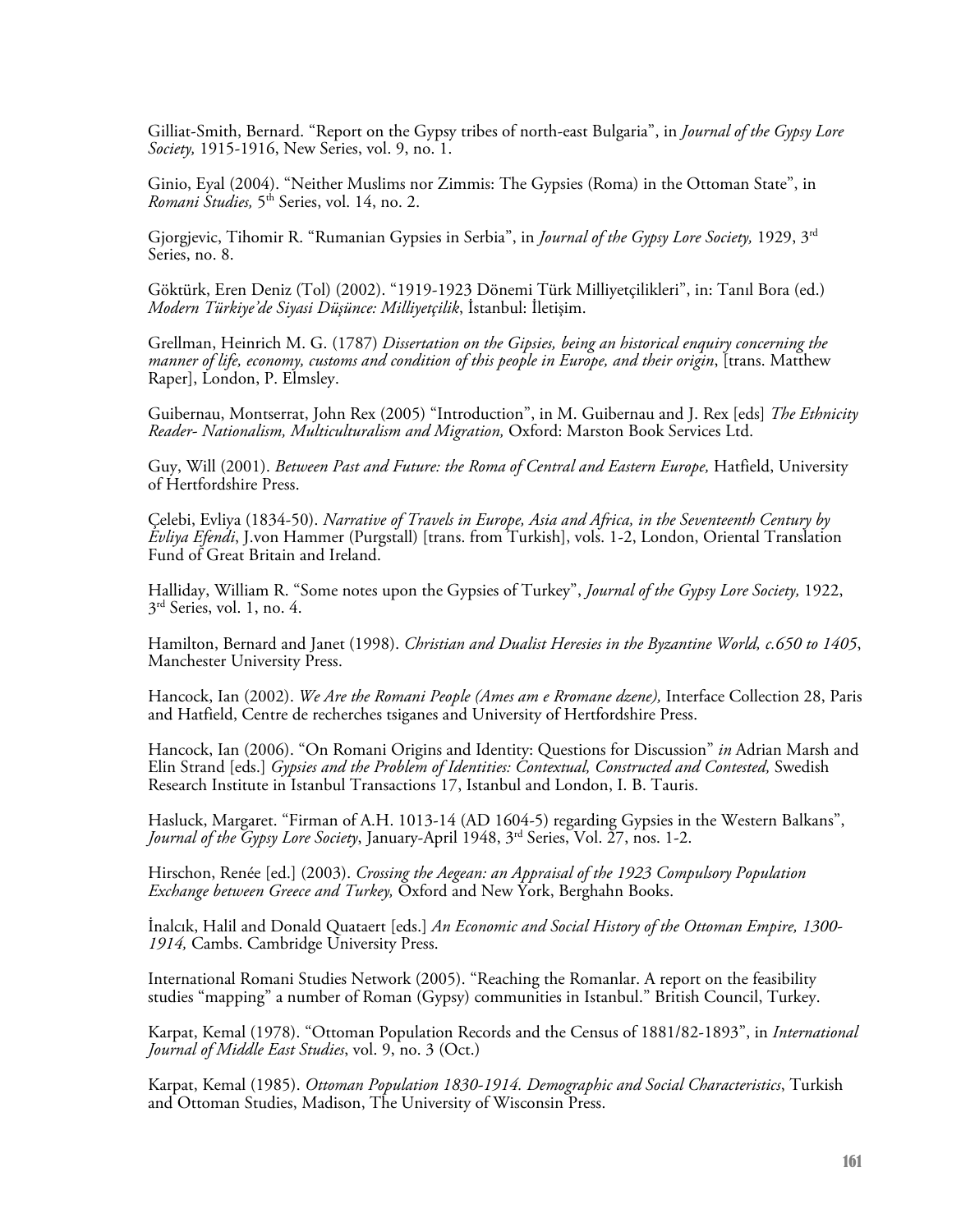Gilliat-Smith, Bernard. "Report on the Gypsy tribes of north-east Bulgaria", in *Journal of the Gypsy Lore Society,* 1915-1916, New Series, vol. 9, no. 1.

Ginio, Eyal (2004). "Neither Muslims nor Zimmis: The Gypsies (Roma) in the Ottoman State", in *Romani Studies,* 5th Series, vol. 14, no. 2.

Gjorgjevic, Tihomir R. "Rumanian Gypsies in Serbia", in *Journal of the Gypsy Lore Society,* 1929, 3rd Series, no. 8.

Göktürk, Eren Deniz (Tol) (2002). "1919-1923 Dönemi Türk Milliyetçilikleri", in: Tanıl Bora (ed.) *Modern Türkiye'de Siyasi Düşünce: Milliyetçilik*, İstanbul: İletişim.

Grellman, Heinrich M. G. (1787) *Dissertation on the Gipsies, being an historical enquiry concerning the manner of life, economy, customs and condition of this people in Europe, and their origin*, [trans. Matthew Raper], London, P. Elmsley.

Guibernau, Montserrat, John Rex (2005) "Introduction", in M. Guibernau and J. Rex [eds] *The Ethnicity Reader- Nationalism, Multiculturalism and Migration,* Oxford: Marston Book Services Ltd.

Guy, Will (2001). *Between Past and Future: the Roma of Central and Eastern Europe,* Hatfield, University of Hertfordshire Press.

Çelebi, Evliya (1834-50). *Narrative of Travels in Europe, Asia and Africa, in the Seventeenth Century by Evliya Efendi*, J.von Hammer (Purgstall) [trans. from Turkish], vols. 1-2, London, Oriental Translation Fund of Great Britain and Ireland.

Halliday, William R. "Some notes upon the Gypsies of Turkey", *Journal of the Gypsy Lore Society,* 1922, 3rd Series, vol. 1, no. 4.

Hamilton, Bernard and Janet (1998). *Christian and Dualist Heresies in the Byzantine World, c.650 to 1405*, Manchester University Press.

Hancock, Ian (2002). *We Are the Romani People (Ames am e Rromane dzene),* Interface Collection 28, Paris and Hatfield, Centre de recherches tsiganes and University of Hertfordshire Press.

Hancock, Ian (2006). "On Romani Origins and Identity: Questions for Discussion" *in* Adrian Marsh and Elin Strand [eds.] *Gypsies and the Problem of Identities: Contextual, Constructed and Contested,* Swedish Research Institute in Istanbul Transactions 17, Istanbul and London, I. B. Tauris.

Hasluck, Margaret. "Firman of A.H. 1013-14 (AD 1604-5) regarding Gypsies in the Western Balkans", *Journal of the Gypsy Lore Society*, January-April 1948, 3rd Series, Vol. 27, nos. 1-2.

Hirschon, Renée [ed.] (2003). *Crossing the Aegean: an Appraisal of the 1923 Compulsory Population Exchange between Greece and Turkey,* Oxford and New York, Berghahn Books.

İnalcık, Halil and Donald Quataert [eds.] *An Economic and Social History of the Ottoman Empire, 1300-1914,* Cambs. Cambridge University Press.

International Romani Studies Network (2005). "Reaching the Romanlar. A report on the feasibility studies "mapping" a number of Roman (Gypsy) communities in Istanbul." British Council, Turkey.

Karpat, Kemal (1978). "Ottoman Population Records and the Census of 1881/82-1893", in *International Journal of Middle East Studies*, vol. 9, no. 3 (Oct.)

Karpat, Kemal (1985). *Ottoman Population 1830-1914. Demographic and Social Characteristics*, Turkish and Ottoman Studies, Madison, The University of Wisconsin Press.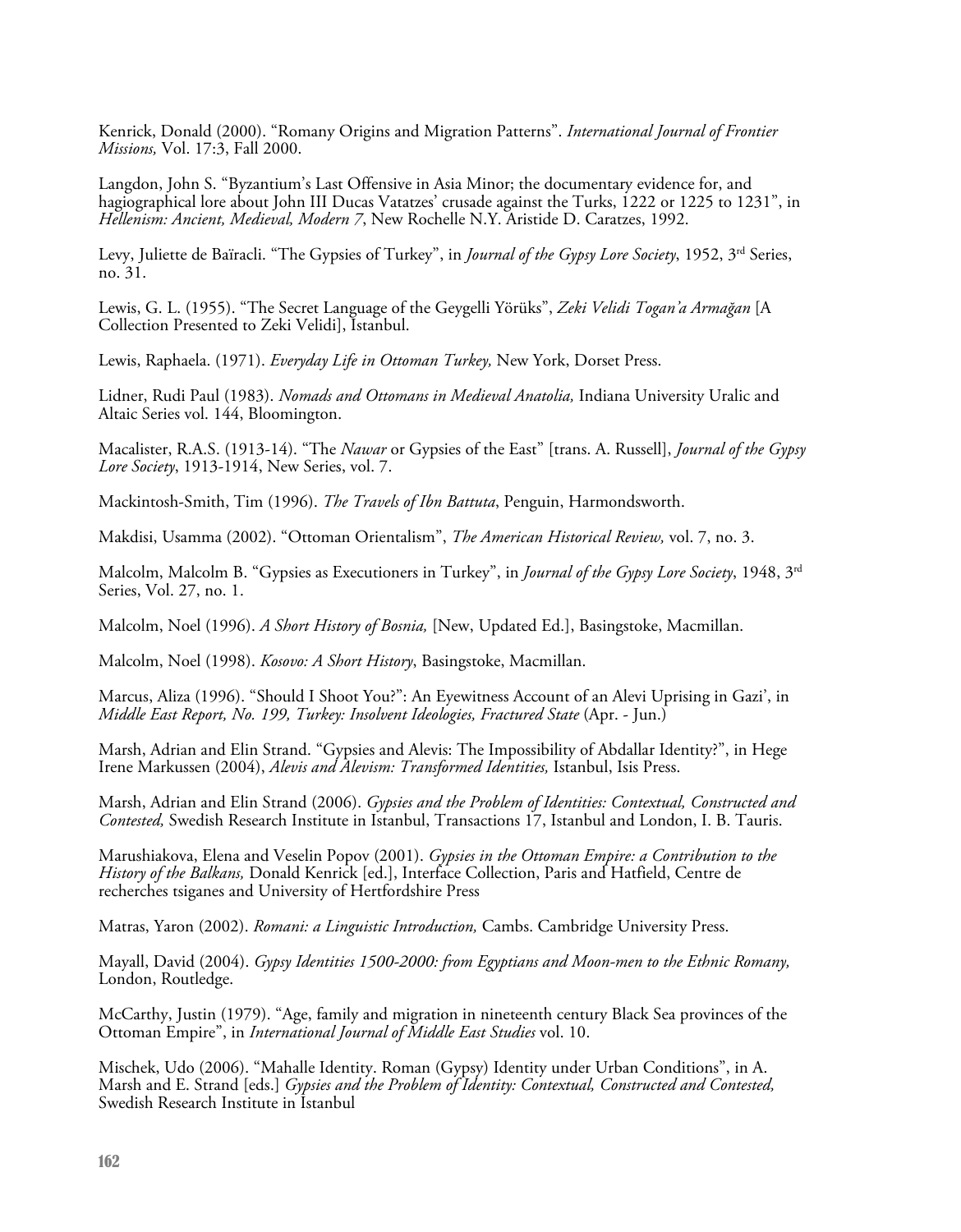Kenrick, Donald (2000). "Romany Origins and Migration Patterns". *International Journal of Frontier Missions,* Vol. 17:3, Fall 2000.

Langdon, John S. "Byzantium's Last Offensive in Asia Minor; the documentary evidence for, and hagiographical lore about John III Ducas Vatatzes' crusade against the Turks, 1222 or 1225 to 1231", in *Hellenism: Ancient, Medieval, Modern 7*, New Rochelle N.Y. Aristide D. Caratzes, 1992.

Levy, Juliette de Baïracli. "The Gypsies of Turkey", in *Journal of the Gypsy Lore Society*, 1952, 3rd Series, no. 31.

Lewis, G. L. (1955). "The Secret Language of the Geygelli Yörüks", *Zeki Velidi Togan'a Armağan* [A Collection Presented to Zeki Velidi], İstanbul.

Lewis, Raphaela. (1971). *Everyday Life in Ottoman Turkey,* New York, Dorset Press.

Lidner, Rudi Paul (1983). *Nomads and Ottomans in Medieval Anatolia,* Indiana University Uralic and Altaic Series vol. 144, Bloomington.

Macalister, R.A.S. (1913-14). "The *Nawar* or Gypsies of the East" [trans. A. Russell], *Journal of the Gypsy Lore Society*, 1913-1914, New Series, vol. 7.

Mackintosh-Smith, Tim (1996). *The Travels of Ibn Battuta*, Penguin, Harmondsworth.

Makdisi, Usamma (2002). "Ottoman Orientalism", *The American Historical Review,* vol. 7, no. 3.

Malcolm, Malcolm B. "Gypsies as Executioners in Turkey", in *Journal of the Gypsy Lore Society*, 1948, 3rd Series, Vol. 27, no. 1.

Malcolm, Noel (1996). *A Short History of Bosnia,* [New, Updated Ed.], Basingstoke, Macmillan.

Malcolm, Noel (1998). *Kosovo: A Short History*, Basingstoke, Macmillan.

Marcus, Aliza (1996). "Should I Shoot You?": An Eyewitness Account of an Alevi Uprising in Gazi', in *Middle East Report, No. 199, Turkey: Insolvent Ideologies, Fractured State* (Apr. - Jun.)

Marsh, Adrian and Elin Strand. "Gypsies and Alevis: The Impossibility of Abdallar Identity?", in Hege Irene Markussen (2004), *Alevis and Alevism: Transformed Identities,* Istanbul, Isis Press.

Marsh, Adrian and Elin Strand (2006). *Gypsies and the Problem of Identities: Contextual, Constructed and Contested,* Swedish Research Institute in Istanbul, Transactions 17, Istanbul and London, I. B. Tauris.

Marushiakova, Elena and Veselin Popov (2001). *Gypsies in the Ottoman Empire: a Contribution to the History of the Balkans,* Donald Kenrick [ed.], Interface Collection, Paris and Hatfield, Centre de recherches tsiganes and University of Hertfordshire Press

Matras, Yaron (2002). *Romani: a Linguistic Introduction,* Cambs. Cambridge University Press.

Mayall, David (2004). *Gypsy Identities 1500-2000: from Egyptians and Moon-men to the Ethnic Romany,* London, Routledge.

McCarthy, Justin (1979). "Age, family and migration in nineteenth century Black Sea provinces of the Ottoman Empire", in *International Journal of Middle East Studies* vol. 10.

Mischek, Udo (2006). "Mahalle Identity. Roman (Gypsy) Identity under Urban Conditions", in A. Marsh and E. Strand [eds.] *Gypsies and the Problem of Identity: Contextual, Constructed and Contested,* Swedish Research Institute in Istanbul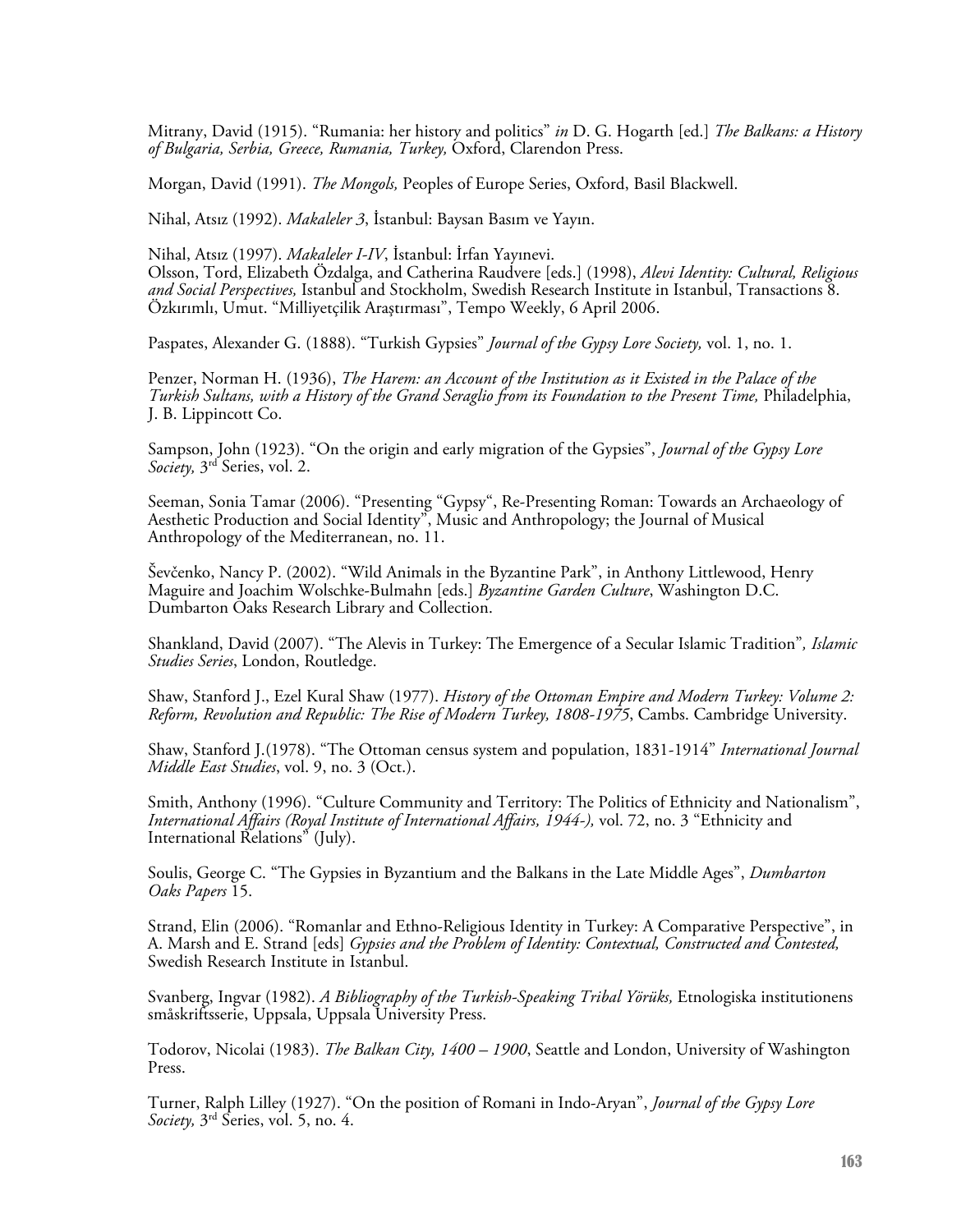Mitrany, David (1915). "Rumania: her history and politics" *in* D. G. Hogarth [ed.] *The Balkans: a History of Bulgaria, Serbia, Greece, Rumania, Turkey,* Oxford, Clarendon Press.

Morgan, David (1991). *The Mongols,* Peoples of Europe Series, Oxford, Basil Blackwell.

Nihal, Atsız (1992). *Makaleler 3*, İstanbul: Baysan Basım ve Yayın.

Nihal, Atsız (1997). *Makaleler I-IV*, İstanbul: İrfan Yayınevi.
Olsson, Tord, Elizabeth Özdalga, and Catherina Raudvere [eds.] (1998), *Alevi Identity: Cultural, Religious and Social Perspectives,* Istanbul and Stockholm, Swedish Research Institute in Istanbul, Transactions 8.
Özkırımlı, Umut. "Milliyetçilik Araştırması", Tempo Weekly, 6 April 2006.

Paspates, Alexander G. (1888). "Turkish Gypsies" *Journal of the Gypsy Lore Society,* vol. 1, no. 1.

Penzer, Norman H. (1936), *The Harem: an Account of the Institution as it Existed in the Palace of the Turkish Sultans, with a History of the Grand Seraglio from its Foundation to the Present Time,* Philadelphia, J. B. Lippincott Co.

Sampson, John (1923). "On the origin and early migration of the Gypsies", *Journal of the Gypsy Lore Society,* 3rd Series, vol. 2.

Seeman, Sonia Tamar (2006). "Presenting "Gypsy", Re-Presenting Roman: Towards an Archaeology of Aesthetic Production and Social Identity", Music and Anthropology; the Journal of Musical Anthropology of the Mediterranean, no. 11.

Ševčenko, Nancy P. (2002). "Wild Animals in the Byzantine Park", in Anthony Littlewood, Henry Maguire and Joachim Wolschke-Bulmahn [eds.] *Byzantine Garden Culture*, Washington D.C. Dumbarton Oaks Research Library and Collection.

Shankland, David (2007). "The Alevis in Turkey: The Emergence of a Secular Islamic Tradition"*, Islamic Studies Series*, London, Routledge.

Shaw, Stanford J., Ezel Kural Shaw (1977). *History of the Ottoman Empire and Modern Turkey: Volume 2: Reform, Revolution and Republic: The Rise of Modern Turkey, 1808-1975*, Cambs. Cambridge University.

Shaw, Stanford J.(1978). "The Ottoman census system and population, 1831-1914" *International Journal Middle East Studies*, vol. 9, no. 3 (Oct.).

Smith, Anthony (1996). "Culture Community and Territory: The Politics of Ethnicity and Nationalism", *International Affairs (Royal Institute of International Affairs, 1944-),* vol. 72, no. 3 "Ethnicity and International Relations" (July).

Soulis, George C. "The Gypsies in Byzantium and the Balkans in the Late Middle Ages", *Dumbarton Oaks Papers* 15.

Strand, Elin (2006). "Romanlar and Ethno-Religious Identity in Turkey: A Comparative Perspective", in A. Marsh and E. Strand [eds] *Gypsies and the Problem of Identity: Contextual, Constructed and Contested,* Swedish Research Institute in Istanbul.

Svanberg, Ingvar (1982). *A Bibliography of the Turkish-Speaking Tribal Yörüks,* Etnologiska institutionens småskriftsserie, Uppsala, Uppsala University Press.

Todorov, Nicolai (1983). *The Balkan City, 1400 – 1900*, Seattle and London, University of Washington Press.

Turner, Ralph Lilley (1927). "On the position of Romani in Indo-Aryan", *Journal of the Gypsy Lore Society,* 3rd Series, vol. 5, no. 4.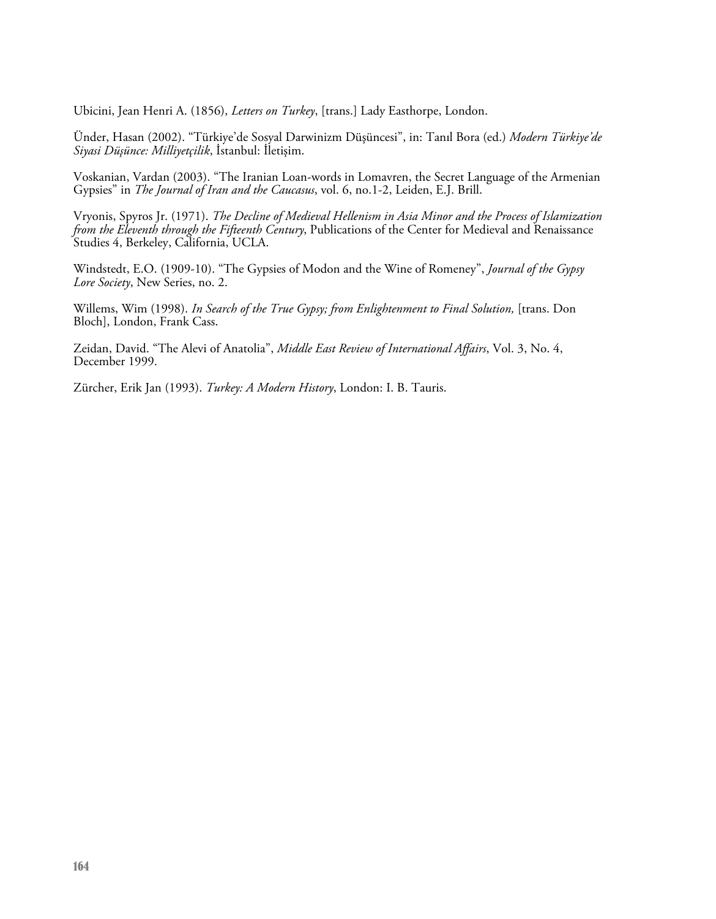Ubicini, Jean Henri A. (1856), *Letters on Turkey*, [trans.] Lady Easthorpe, London.

Ünder, Hasan (2002). "Türkiye'de Sosyal Darwinizm Düşüncesi", in: Tanıl Bora (ed.) *Modern Türkiye'de Siyasi Düşünce: Milliyetçilik*, İstanbul: İletişim.

Voskanian, Vardan (2003). "The Iranian Loan-words in Lomavren, the Secret Language of the Armenian Gypsies" in *The Journal of Iran and the Caucasus*, vol. 6, no.1-2, Leiden, E.J. Brill.

Vryonis, Spyros Jr. (1971). *The Decline of Medieval Hellenism in Asia Minor and the Process of Islamization from the Eleventh through the Fifteenth Century*, Publications of the Center for Medieval and Renaissance Studies 4, Berkeley, California, UCLA.

Windstedt, E.O. (1909-10). "The Gypsies of Modon and the Wine of Romeney", *Journal of the Gypsy Lore Society*, New Series, no. 2.

Willems, Wim (1998). *In Search of the True Gypsy; from Enlightenment to Final Solution,* [trans. Don Bloch], London, Frank Cass.

Zeidan, David. "The Alevi of Anatolia", *Middle East Review of International Affairs*, Vol. 3, No. 4, December 1999.

Zürcher, Erik Jan (1993). *Turkey: A Modern History*, London: I. B. Tauris.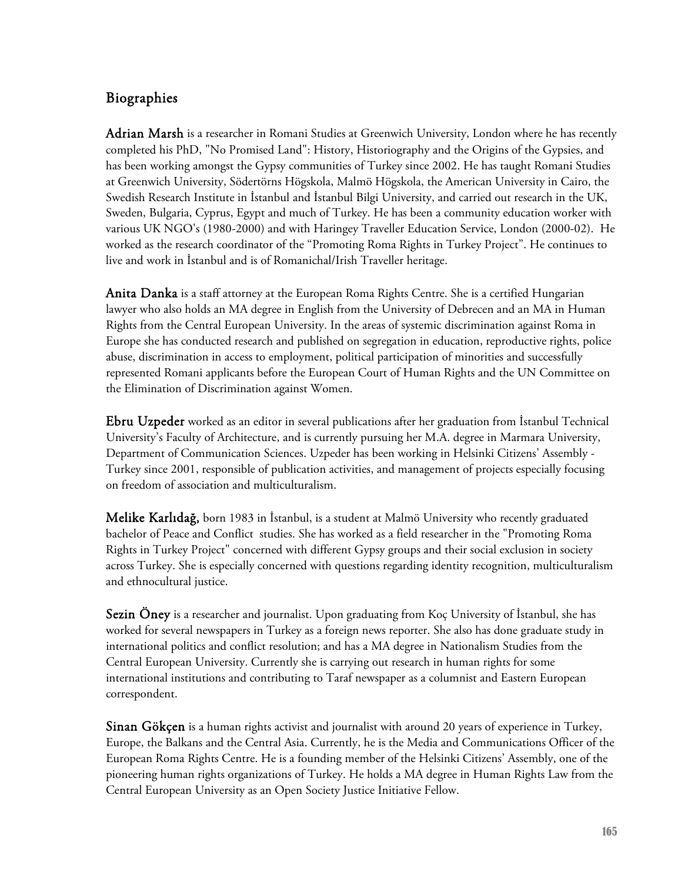## Biographies

**Adrian Marsh** is a researcher in Romani Studies at Greenwich University, London where he has recently completed his PhD, "No Promised Land": History, Historiography and the Origins of the Gypsies, and has been working amongst the Gypsy communities of Turkey since 2002. He has taught Romani Studies at Greenwich University, Södertörns Högskola, Malmö Högskola, the American University in Cairo, the Swedish Research Institute in İstanbul and İstanbul Bilgi University, and carried out research in the UK, Sweden, Bulgaria, Cyprus, Egypt and much of Turkey. He has been a community education worker with various UK NGO's (1980-2000) and with Haringey Traveller Education Service, London (2000-02). He worked as the research coordinator of the "Promoting Roma Rights in Turkey Project". He continues to live and work in İstanbul and is of Romanichal/Irish Traveller heritage.

**Anita Danka** is a staff attorney at the European Roma Rights Centre. She is a certified Hungarian lawyer who also holds an MA degree in English from the University of Debrecen and an MA in Human Rights from the Central European University. In the areas of systemic discrimination against Roma in Europe she has conducted research and published on segregation in education, reproductive rights, police abuse, discrimination in access to employment, political participation of minorities and successfully represented Romani applicants before the European Court of Human Rights and the UN Committee on the Elimination of Discrimination against Women.

**Ebru Uzpeder** worked as an editor in several publications after her graduation from İstanbul Technical University's Faculty of Architecture, and is currently pursuing her M.A. degree in Marmara University, Department of Communication Sciences. Uzpeder has been working in Helsinki Citizens' Assembly - Turkey since 2001, responsible of publication activities, and management of projects especially focusing on freedom of association and multiculturalism.

**Melike Karlıdağ,** born 1983 in İstanbul, is a student at Malmö University who recently graduated bachelor of Peace and Conflict studies. She has worked as a field researcher in the "Promoting Roma Rights in Turkey Project" concerned with different Gypsy groups and their social exclusion in society across Turkey. She is especially concerned with questions regarding identity recognition, multiculturalism and ethnocultural justice.

**Sezin Öney** is a researcher and journalist. Upon graduating from Koç University of İstanbul, she has worked for several newspapers in Turkey as a foreign news reporter. She also has done graduate study in international politics and conflict resolution; and has a MA degree in Nationalism Studies from the Central European University. Currently she is carrying out research in human rights for some international institutions and contributing to Taraf newspaper as a columnist and Eastern European correspondent.

**Sinan Gökçen** is a human rights activist and journalist with around 20 years of experience in Turkey, Europe, the Balkans and the Central Asia. Currently, he is the Media and Communications Officer of the European Roma Rights Centre. He is a founding member of the Helsinki Citizens' Assembly, one of the pioneering human rights organizations of Turkey. He holds a MA degree in Human Rights Law from the Central European University as an Open Society Justice Initiative Fellow.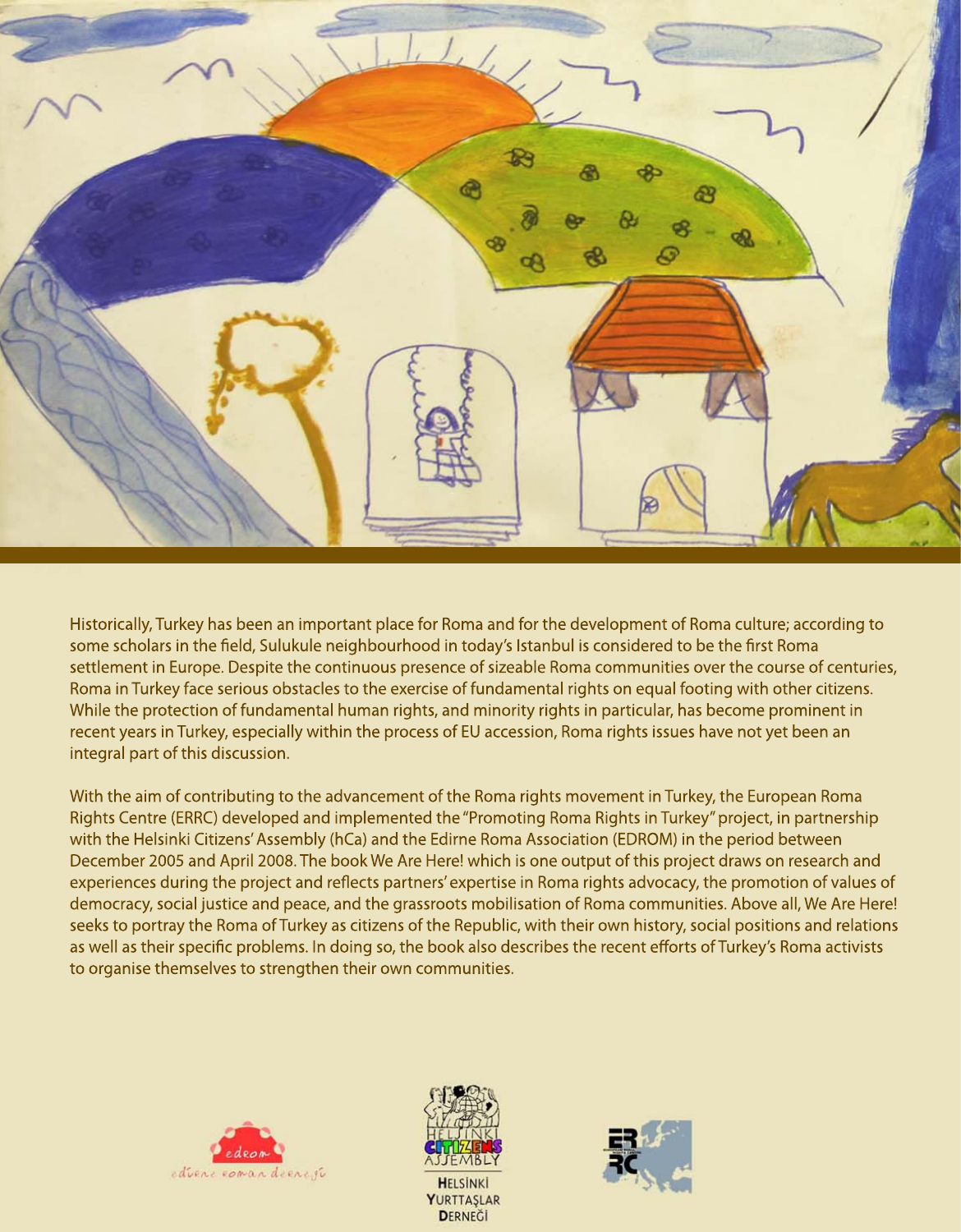Historically, Turkey has been an important place for Roma and for the development of Roma culture; according to some scholars in the field, Sulukule neighbourhood in today's Istanbul is considered to be the first Roma settlement in Europe. Despite the continuous presence of sizeable Roma communities over the course of centuries, Roma in Turkey face serious obstacles to the exercise of fundamental rights on equal footing with other citizens. While the protection of fundamental human rights, and minority rights in particular, has become prominent in recent years in Turkey, especially within the process of EU accession, Roma rights issues have not yet been an integral part of this discussion.

With the aim of contributing to the advancement of the Roma rights movement in Turkey, the European Roma Rights Centre (ERRC) developed and implemented the "Promoting Roma Rights in Turkey" project, in partnership with the Helsinki Citizens' Assembly (hCa) and the Edirne Roma Association (EDROM) in the period between December 2005 and April 2008. The book We Are Here! which is one output of this project draws on research and experiences during the project and reflects partners' expertise in Roma rights advocacy, the promotion of values of democracy, social justice and peace, and the grassroots mobilisation of Roma communities. Above all, We Are Here! seeks to portray the Roma of Turkey as citizens of the Republic, with their own history, social positions and relations as well as their specific problems. In doing so, the book also describes the recent efforts of Turkey's Roma activists to organise themselves to strengthen their own communities.

edrom
edirne roman derneği

HELSINKI CITIZENS ASSEMBLY
HELSİNKİ YURTTAŞLAR DERNEĞİ

ERRC